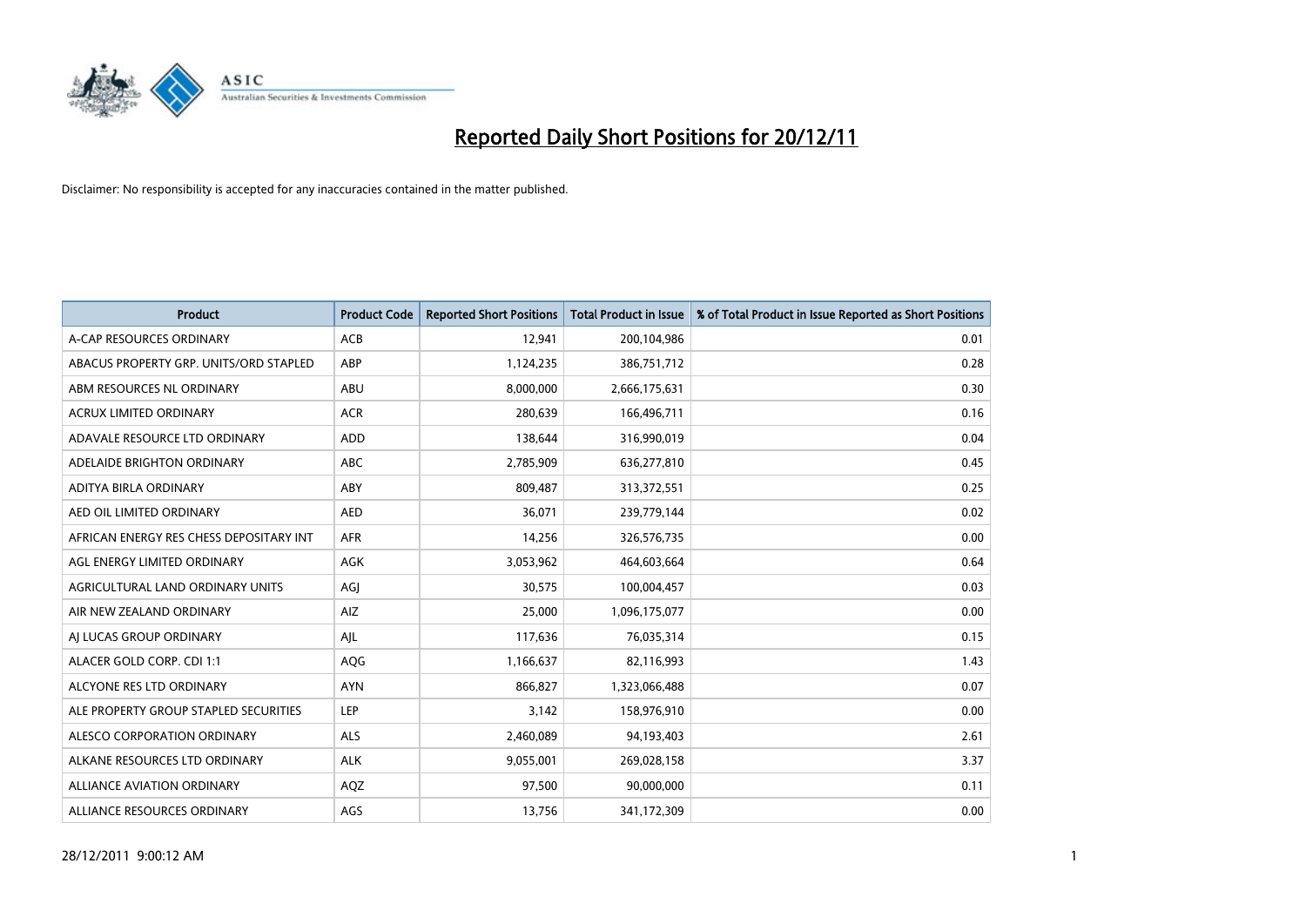# Reported Daily Short Positions for 20/12/11

Disclaimer: No responsibility is accepted for any inaccuracies contained in the matter published.

| Product | Product Code | Reported Short Positions | Total Product in Issue | % of Total Product in Issue Reported as Short Positions |
|---|---|---|---|---|
| A-CAP RESOURCES ORDINARY | ACB | 12,941 | 200,104,986 | 0.01 |
| ABACUS PROPERTY GRP. UNITS/ORD STAPLED | ABP | 1,124,235 | 386,751,712 | 0.28 |
| ABM RESOURCES NL ORDINARY | ABU | 8,000,000 | 2,666,175,631 | 0.30 |
| ACRUX LIMITED ORDINARY | ACR | 280,639 | 166,496,711 | 0.16 |
| ADAVALE RESOURCE LTD ORDINARY | ADD | 138,644 | 316,990,019 | 0.04 |
| ADELAIDE BRIGHTON ORDINARY | ABC | 2,785,909 | 636,277,810 | 0.45 |
| ADITYA BIRLA ORDINARY | ABY | 809,487 | 313,372,551 | 0.25 |
| AED OIL LIMITED ORDINARY | AED | 36,071 | 239,779,144 | 0.02 |
| AFRICAN ENERGY RES CHESS DEPOSITARY INT | AFR | 14,256 | 326,576,735 | 0.00 |
| AGL ENERGY LIMITED ORDINARY | AGK | 3,053,962 | 464,603,664 | 0.64 |
| AGRICULTURAL LAND ORDINARY UNITS | AGJ | 30,575 | 100,004,457 | 0.03 |
| AIR NEW ZEALAND ORDINARY | AIZ | 25,000 | 1,096,175,077 | 0.00 |
| AJ LUCAS GROUP ORDINARY | AJL | 117,636 | 76,035,314 | 0.15 |
| ALACER GOLD CORP. CDI 1:1 | AQG | 1,166,637 | 82,116,993 | 1.43 |
| ALCYONE RES LTD ORDINARY | AYN | 866,827 | 1,323,066,488 | 0.07 |
| ALE PROPERTY GROUP STAPLED SECURITIES | LEP | 3,142 | 158,976,910 | 0.00 |
| ALESCO CORPORATION ORDINARY | ALS | 2,460,089 | 94,193,403 | 2.61 |
| ALKANE RESOURCES LTD ORDINARY | ALK | 9,055,001 | 269,028,158 | 3.37 |
| ALLIANCE AVIATION ORDINARY | AQZ | 97,500 | 90,000,000 | 0.11 |
| ALLIANCE RESOURCES ORDINARY | AGS | 13,756 | 341,172,309 | 0.00 |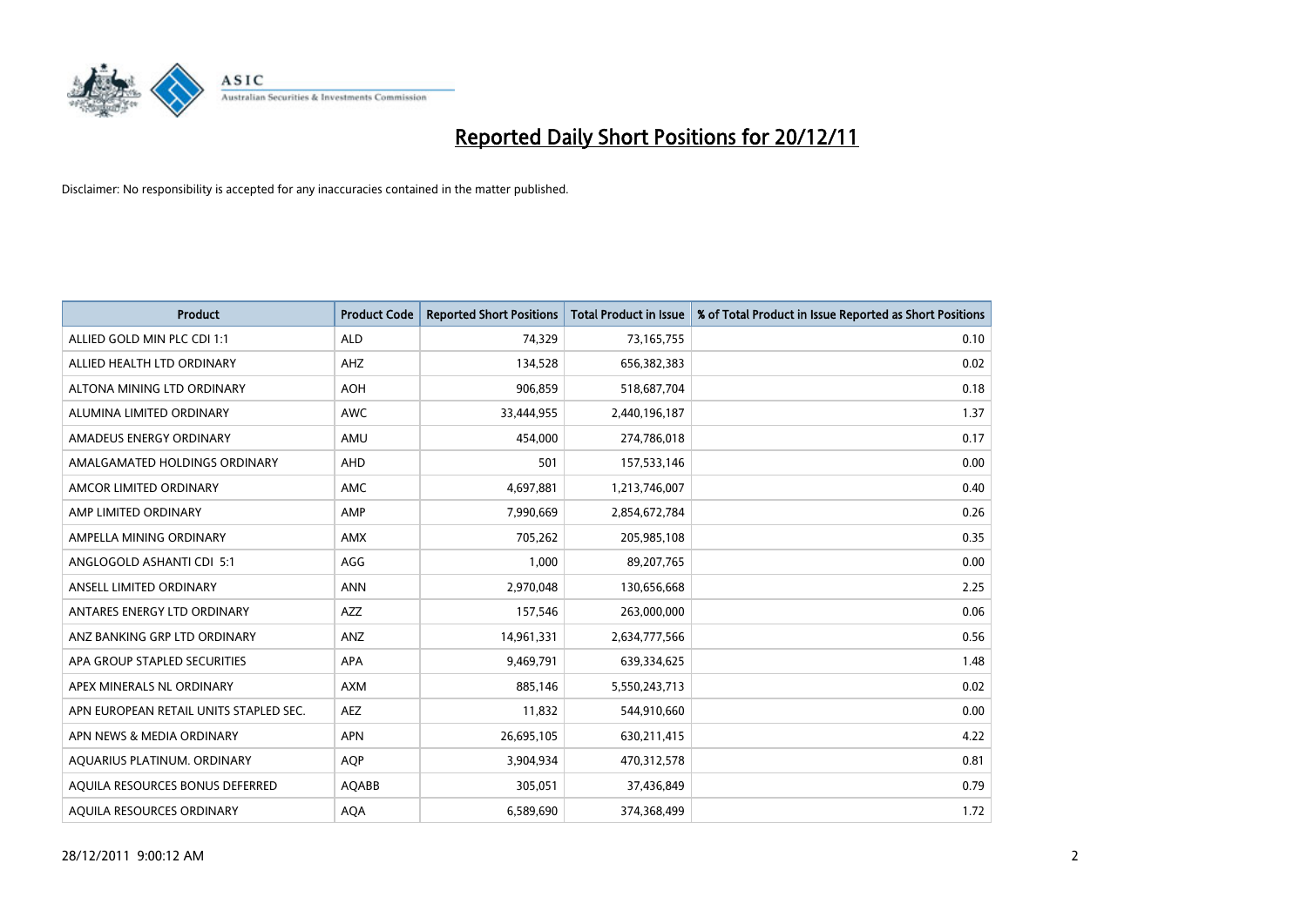# Reported Daily Short Positions for 20/12/11

Disclaimer: No responsibility is accepted for any inaccuracies contained in the matter published.

| Product | Product Code | Reported Short Positions | Total Product in Issue | % of Total Product in Issue Reported as Short Positions |
|---|---|---|---|---|
| ALLIED GOLD MIN PLC CDI 1:1 | ALD | 74,329 | 73,165,755 | 0.10 |
| ALLIED HEALTH LTD ORDINARY | AHZ | 134,528 | 656,382,383 | 0.02 |
| ALTONA MINING LTD ORDINARY | AOH | 906,859 | 518,687,704 | 0.18 |
| ALUMINA LIMITED ORDINARY | AWC | 33,444,955 | 2,440,196,187 | 1.37 |
| AMADEUS ENERGY ORDINARY | AMU | 454,000 | 274,786,018 | 0.17 |
| AMALGAMATED HOLDINGS ORDINARY | AHD | 501 | 157,533,146 | 0.00 |
| AMCOR LIMITED ORDINARY | AMC | 4,697,881 | 1,213,746,007 | 0.40 |
| AMP LIMITED ORDINARY | AMP | 7,990,669 | 2,854,672,784 | 0.26 |
| AMPELLA MINING ORDINARY | AMX | 705,262 | 205,985,108 | 0.35 |
| ANGLOGOLD ASHANTI CDI 5:1 | AGG | 1,000 | 89,207,765 | 0.00 |
| ANSELL LIMITED ORDINARY | ANN | 2,970,048 | 130,656,668 | 2.25 |
| ANTARES ENERGY LTD ORDINARY | AZZ | 157,546 | 263,000,000 | 0.06 |
| ANZ BANKING GRP LTD ORDINARY | ANZ | 14,961,331 | 2,634,777,566 | 0.56 |
| APA GROUP STAPLED SECURITIES | APA | 9,469,791 | 639,334,625 | 1.48 |
| APEX MINERALS NL ORDINARY | AXM | 885,146 | 5,550,243,713 | 0.02 |
| APN EUROPEAN RETAIL UNITS STAPLED SEC. | AEZ | 11,832 | 544,910,660 | 0.00 |
| APN NEWS & MEDIA ORDINARY | APN | 26,695,105 | 630,211,415 | 4.22 |
| AQUARIUS PLATINUM. ORDINARY | AQP | 3,904,934 | 470,312,578 | 0.81 |
| AQUILA RESOURCES BONUS DEFERRED | AQABB | 305,051 | 37,436,849 | 0.79 |
| AQUILA RESOURCES ORDINARY | AQA | 6,589,690 | 374,368,499 | 1.72 |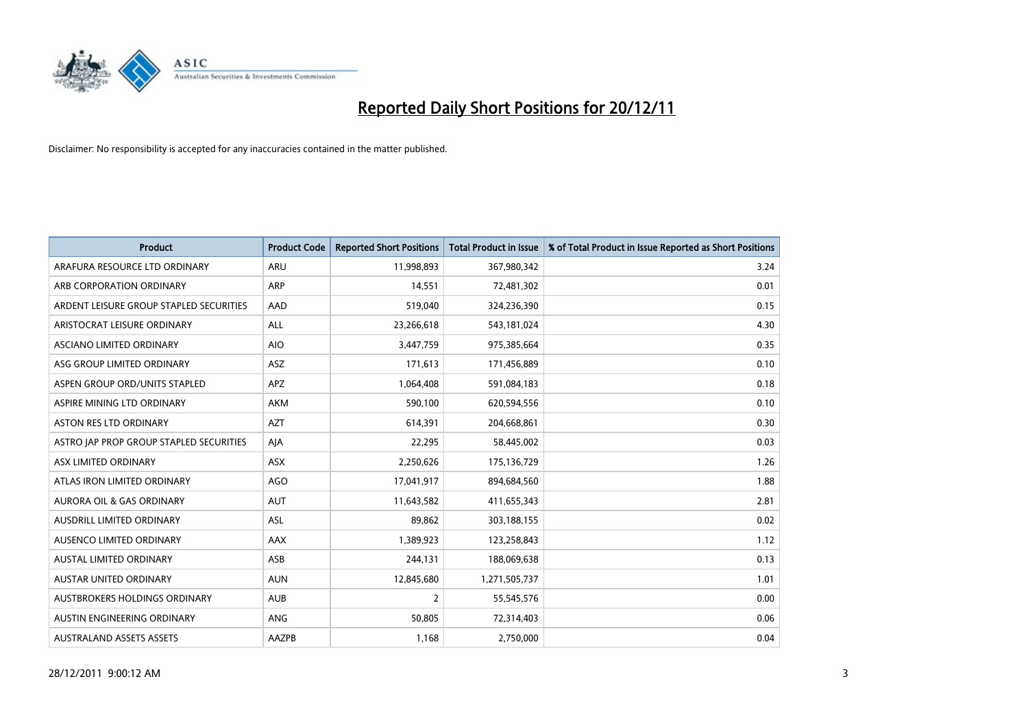# Reported Daily Short Positions for 20/12/11

Disclaimer: No responsibility is accepted for any inaccuracies contained in the matter published.

| Product | Product Code | Reported Short Positions | Total Product in Issue | % of Total Product in Issue Reported as Short Positions |
|---|---|---|---|---|
| ARAFURA RESOURCE LTD ORDINARY | ARU | 11,998,893 | 367,980,342 | 3.24 |
| ARB CORPORATION ORDINARY | ARP | 14,551 | 72,481,302 | 0.01 |
| ARDENT LEISURE GROUP STAPLED SECURITIES | AAD | 519,040 | 324,236,390 | 0.15 |
| ARISTOCRAT LEISURE ORDINARY | ALL | 23,266,618 | 543,181,024 | 4.30 |
| ASCIANO LIMITED ORDINARY | AIO | 3,447,759 | 975,385,664 | 0.35 |
| ASG GROUP LIMITED ORDINARY | ASZ | 171,613 | 171,456,889 | 0.10 |
| ASPEN GROUP ORD/UNITS STAPLED | APZ | 1,064,408 | 591,084,183 | 0.18 |
| ASPIRE MINING LTD ORDINARY | AKM | 590,100 | 620,594,556 | 0.10 |
| ASTON RES LTD ORDINARY | AZT | 614,391 | 204,668,861 | 0.30 |
| ASTRO JAP PROP GROUP STAPLED SECURITIES | AJA | 22,295 | 58,445,002 | 0.03 |
| ASX LIMITED ORDINARY | ASX | 2,250,626 | 175,136,729 | 1.26 |
| ATLAS IRON LIMITED ORDINARY | AGO | 17,041,917 | 894,684,560 | 1.88 |
| AURORA OIL & GAS ORDINARY | AUT | 11,643,582 | 411,655,343 | 2.81 |
| AUSDRILL LIMITED ORDINARY | ASL | 89,862 | 303,188,155 | 0.02 |
| AUSENCO LIMITED ORDINARY | AAX | 1,389,923 | 123,258,843 | 1.12 |
| AUSTAL LIMITED ORDINARY | ASB | 244,131 | 188,069,638 | 0.13 |
| AUSTAR UNITED ORDINARY | AUN | 12,845,680 | 1,271,505,737 | 1.01 |
| AUSTBROKERS HOLDINGS ORDINARY | AUB | 2 | 55,545,576 | 0.00 |
| AUSTIN ENGINEERING ORDINARY | ANG | 50,805 | 72,314,403 | 0.06 |
| AUSTRALAND ASSETS ASSETS | AAZPB | 1,168 | 2,750,000 | 0.04 |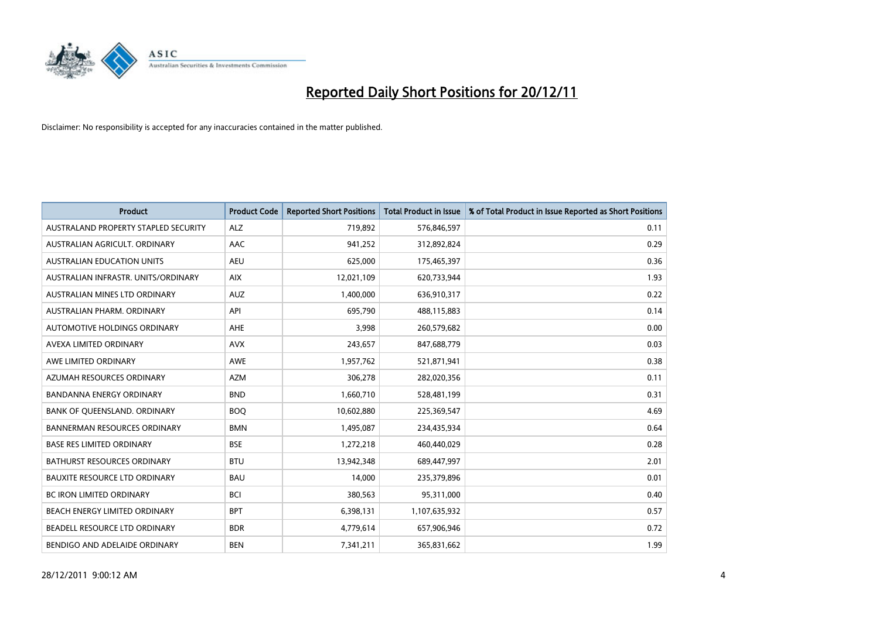# Reported Daily Short Positions for 20/12/11

Disclaimer: No responsibility is accepted for any inaccuracies contained in the matter published.

| Product | Product Code | Reported Short Positions | Total Product in Issue | % of Total Product in Issue Reported as Short Positions |
|---|---|---|---|---|
| AUSTRALAND PROPERTY STAPLED SECURITY | ALZ | 719,892 | 576,846,597 | 0.11 |
| AUSTRALIAN AGRICULT. ORDINARY | AAC | 941,252 | 312,892,824 | 0.29 |
| AUSTRALIAN EDUCATION UNITS | AEU | 625,000 | 175,465,397 | 0.36 |
| AUSTRALIAN INFRASTR. UNITS/ORDINARY | AIX | 12,021,109 | 620,733,944 | 1.93 |
| AUSTRALIAN MINES LTD ORDINARY | AUZ | 1,400,000 | 636,910,317 | 0.22 |
| AUSTRALIAN PHARM. ORDINARY | API | 695,790 | 488,115,883 | 0.14 |
| AUTOMOTIVE HOLDINGS ORDINARY | AHE | 3,998 | 260,579,682 | 0.00 |
| AVEXA LIMITED ORDINARY | AVX | 243,657 | 847,688,779 | 0.03 |
| AWE LIMITED ORDINARY | AWE | 1,957,762 | 521,871,941 | 0.38 |
| AZUMAH RESOURCES ORDINARY | AZM | 306,278 | 282,020,356 | 0.11 |
| BANDANNA ENERGY ORDINARY | BND | 1,660,710 | 528,481,199 | 0.31 |
| BANK OF QUEENSLAND. ORDINARY | BOQ | 10,602,880 | 225,369,547 | 4.69 |
| BANNERMAN RESOURCES ORDINARY | BMN | 1,495,087 | 234,435,934 | 0.64 |
| BASE RES LIMITED ORDINARY | BSE | 1,272,218 | 460,440,029 | 0.28 |
| BATHURST RESOURCES ORDINARY | BTU | 13,942,348 | 689,447,997 | 2.01 |
| BAUXITE RESOURCE LTD ORDINARY | BAU | 14,000 | 235,379,896 | 0.01 |
| BC IRON LIMITED ORDINARY | BCI | 380,563 | 95,311,000 | 0.40 |
| BEACH ENERGY LIMITED ORDINARY | BPT | 6,398,131 | 1,107,635,932 | 0.57 |
| BEADELL RESOURCE LTD ORDINARY | BDR | 4,779,614 | 657,906,946 | 0.72 |
| BENDIGO AND ADELAIDE ORDINARY | BEN | 7,341,211 | 365,831,662 | 1.99 |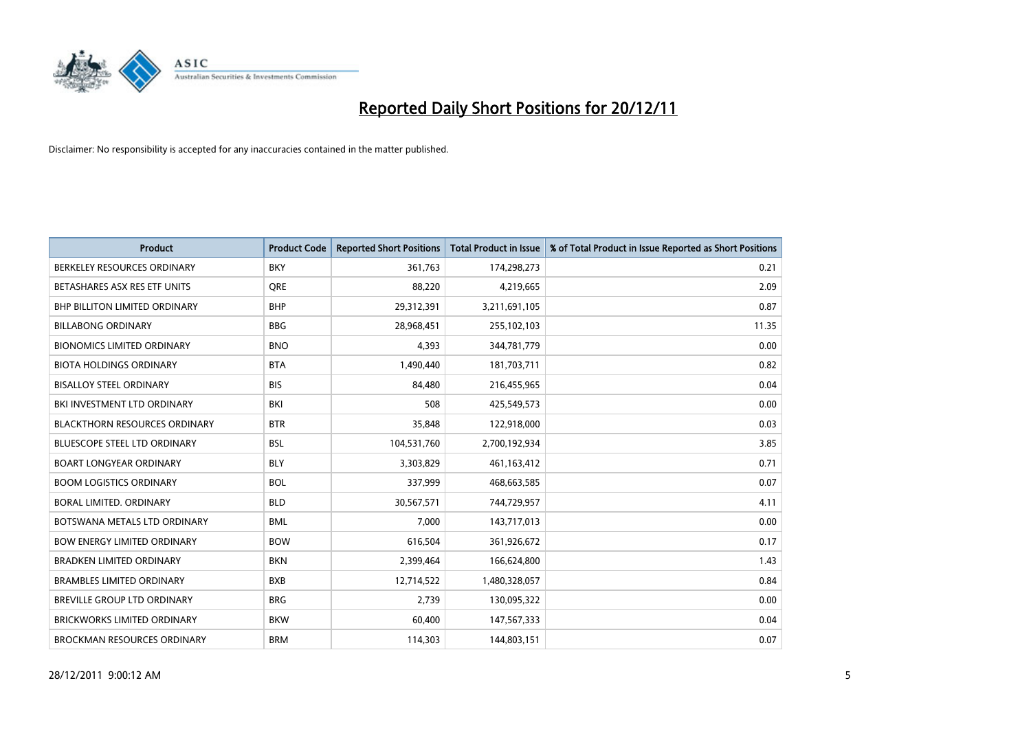# Reported Daily Short Positions for 20/12/11

Disclaimer: No responsibility is accepted for any inaccuracies contained in the matter published.

| Product | Product Code | Reported Short Positions | Total Product in Issue | % of Total Product in Issue Reported as Short Positions |
|---|---|---|---|---|
| BERKELEY RESOURCES ORDINARY | BKY | 361,763 | 174,298,273 | 0.21 |
| BETASHARES ASX RES ETF UNITS | QRE | 88,220 | 4,219,665 | 2.09 |
| BHP BILLITON LIMITED ORDINARY | BHP | 29,312,391 | 3,211,691,105 | 0.87 |
| BILLABONG ORDINARY | BBG | 28,968,451 | 255,102,103 | 11.35 |
| BIONOMICS LIMITED ORDINARY | BNO | 4,393 | 344,781,779 | 0.00 |
| BIOTA HOLDINGS ORDINARY | BTA | 1,490,440 | 181,703,711 | 0.82 |
| BISALLOY STEEL ORDINARY | BIS | 84,480 | 216,455,965 | 0.04 |
| BKI INVESTMENT LTD ORDINARY | BKI | 508 | 425,549,573 | 0.00 |
| BLACKTHORN RESOURCES ORDINARY | BTR | 35,848 | 122,918,000 | 0.03 |
| BLUESCOPE STEEL LTD ORDINARY | BSL | 104,531,760 | 2,700,192,934 | 3.85 |
| BOART LONGYEAR ORDINARY | BLY | 3,303,829 | 461,163,412 | 0.71 |
| BOOM LOGISTICS ORDINARY | BOL | 337,999 | 468,663,585 | 0.07 |
| BORAL LIMITED. ORDINARY | BLD | 30,567,571 | 744,729,957 | 4.11 |
| BOTSWANA METALS LTD ORDINARY | BML | 7,000 | 143,717,013 | 0.00 |
| BOW ENERGY LIMITED ORDINARY | BOW | 616,504 | 361,926,672 | 0.17 |
| BRADKEN LIMITED ORDINARY | BKN | 2,399,464 | 166,624,800 | 1.43 |
| BRAMBLES LIMITED ORDINARY | BXB | 12,714,522 | 1,480,328,057 | 0.84 |
| BREVILLE GROUP LTD ORDINARY | BRG | 2,739 | 130,095,322 | 0.00 |
| BRICKWORKS LIMITED ORDINARY | BKW | 60,400 | 147,567,333 | 0.04 |
| BROCKMAN RESOURCES ORDINARY | BRM | 114,303 | 144,803,151 | 0.07 |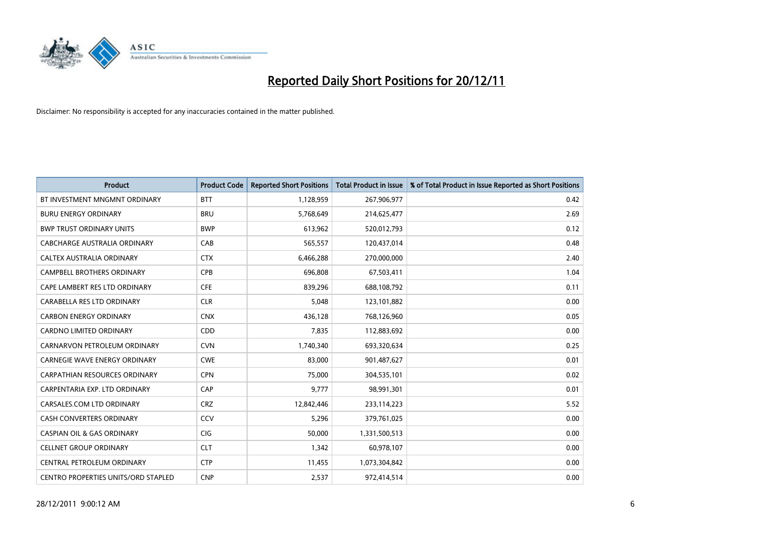# Reported Daily Short Positions for 20/12/11

Disclaimer: No responsibility is accepted for any inaccuracies contained in the matter published.

| Product | Product Code | Reported Short Positions | Total Product in Issue | % of Total Product in Issue Reported as Short Positions |
|---|---|---|---|---|
| BT INVESTMENT MNGMNT ORDINARY | BTT | 1,128,959 | 267,906,977 | 0.42 |
| BURU ENERGY ORDINARY | BRU | 5,768,649 | 214,625,477 | 2.69 |
| BWP TRUST ORDINARY UNITS | BWP | 613,962 | 520,012,793 | 0.12 |
| CABCHARGE AUSTRALIA ORDINARY | CAB | 565,557 | 120,437,014 | 0.48 |
| CALTEX AUSTRALIA ORDINARY | CTX | 6,466,288 | 270,000,000 | 2.40 |
| CAMPBELL BROTHERS ORDINARY | CPB | 696,808 | 67,503,411 | 1.04 |
| CAPE LAMBERT RES LTD ORDINARY | CFE | 839,296 | 688,108,792 | 0.11 |
| CARABELLA RES LTD ORDINARY | CLR | 5,048 | 123,101,882 | 0.00 |
| CARBON ENERGY ORDINARY | CNX | 436,128 | 768,126,960 | 0.05 |
| CARDNO LIMITED ORDINARY | CDD | 7,835 | 112,883,692 | 0.00 |
| CARNARVON PETROLEUM ORDINARY | CVN | 1,740,340 | 693,320,634 | 0.25 |
| CARNEGIE WAVE ENERGY ORDINARY | CWE | 83,000 | 901,487,627 | 0.01 |
| CARPATHIAN RESOURCES ORDINARY | CPN | 75,000 | 304,535,101 | 0.02 |
| CARPENTARIA EXP. LTD ORDINARY | CAP | 9,777 | 98,991,301 | 0.01 |
| CARSALES.COM LTD ORDINARY | CRZ | 12,842,446 | 233,114,223 | 5.52 |
| CASH CONVERTERS ORDINARY | CCV | 5,296 | 379,761,025 | 0.00 |
| CASPIAN OIL & GAS ORDINARY | CIG | 50,000 | 1,331,500,513 | 0.00 |
| CELLNET GROUP ORDINARY | CLT | 1,342 | 60,978,107 | 0.00 |
| CENTRAL PETROLEUM ORDINARY | CTP | 11,455 | 1,073,304,842 | 0.00 |
| CENTRO PROPERTIES UNITS/ORD STAPLED | CNP | 2,537 | 972,414,514 | 0.00 |

28/12/2011 9:00:12 AM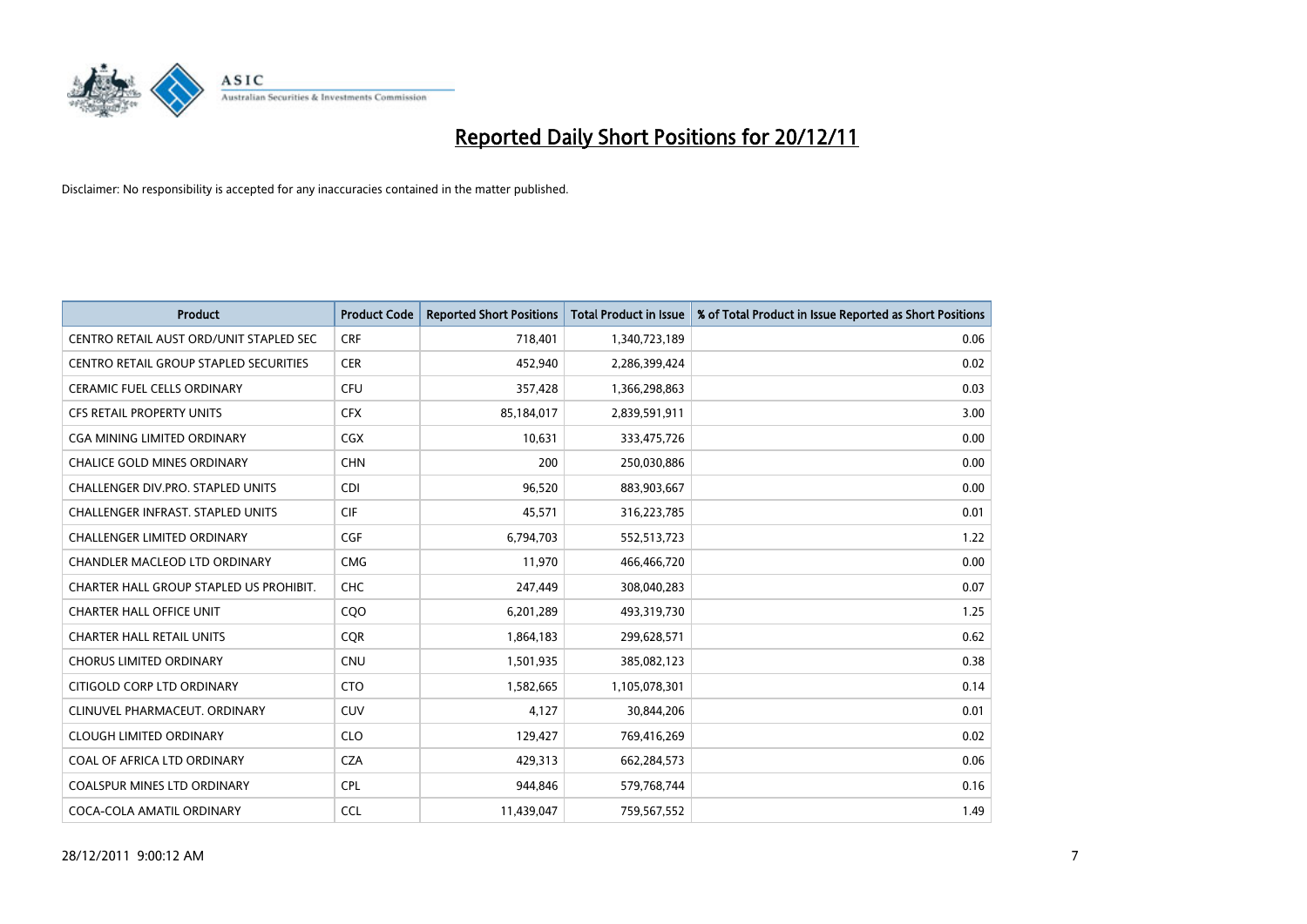# Reported Daily Short Positions for 20/12/11

Disclaimer: No responsibility is accepted for any inaccuracies contained in the matter published.

| Product | Product Code | Reported Short Positions | Total Product in Issue | % of Total Product in Issue Reported as Short Positions |
| --- | --- | --- | --- | --- |
| CENTRO RETAIL AUST ORD/UNIT STAPLED SEC | CRF | 718,401 | 1,340,723,189 | 0.06 |
| CENTRO RETAIL GROUP STAPLED SECURITIES | CER | 452,940 | 2,286,399,424 | 0.02 |
| CERAMIC FUEL CELLS ORDINARY | CFU | 357,428 | 1,366,298,863 | 0.03 |
| CFS RETAIL PROPERTY UNITS | CFX | 85,184,017 | 2,839,591,911 | 3.00 |
| CGA MINING LIMITED ORDINARY | CGX | 10,631 | 333,475,726 | 0.00 |
| CHALICE GOLD MINES ORDINARY | CHN | 200 | 250,030,886 | 0.00 |
| CHALLENGER DIV.PRO. STAPLED UNITS | CDI | 96,520 | 883,903,667 | 0.00 |
| CHALLENGER INFRAST. STAPLED UNITS | CIF | 45,571 | 316,223,785 | 0.01 |
| CHALLENGER LIMITED ORDINARY | CGF | 6,794,703 | 552,513,723 | 1.22 |
| CHANDLER MACLEOD LTD ORDINARY | CMG | 11,970 | 466,466,720 | 0.00 |
| CHARTER HALL GROUP STAPLED US PROHIBIT. | CHC | 247,449 | 308,040,283 | 0.07 |
| CHARTER HALL OFFICE UNIT | CQO | 6,201,289 | 493,319,730 | 1.25 |
| CHARTER HALL RETAIL UNITS | CQR | 1,864,183 | 299,628,571 | 0.62 |
| CHORUS LIMITED ORDINARY | CNU | 1,501,935 | 385,082,123 | 0.38 |
| CITIGOLD CORP LTD ORDINARY | CTO | 1,582,665 | 1,105,078,301 | 0.14 |
| CLINUVEL PHARMACEUT. ORDINARY | CUV | 4,127 | 30,844,206 | 0.01 |
| CLOUGH LIMITED ORDINARY | CLO | 129,427 | 769,416,269 | 0.02 |
| COAL OF AFRICA LTD ORDINARY | CZA | 429,313 | 662,284,573 | 0.06 |
| COALSPUR MINES LTD ORDINARY | CPL | 944,846 | 579,768,744 | 0.16 |
| COCA-COLA AMATIL ORDINARY | CCL | 11,439,047 | 759,567,552 | 1.49 |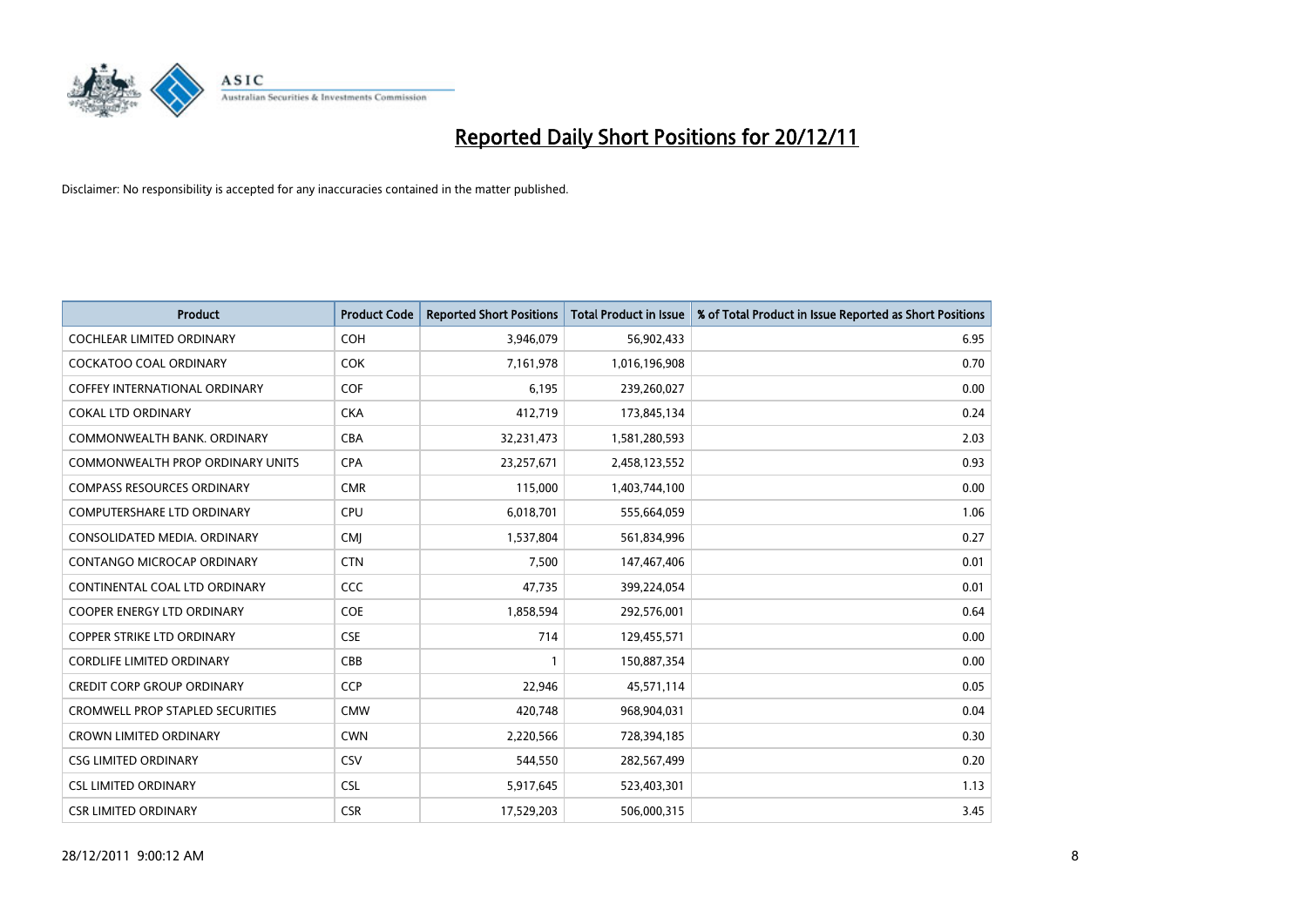# Reported Daily Short Positions for 20/12/11

Disclaimer: No responsibility is accepted for any inaccuracies contained in the matter published.

| Product | Product Code | Reported Short Positions | Total Product in Issue | % of Total Product in Issue Reported as Short Positions |
|---|---|---|---|---|
| COCHLEAR LIMITED ORDINARY | COH | 3,946,079 | 56,902,433 | 6.95 |
| COCKATOO COAL ORDINARY | COK | 7,161,978 | 1,016,196,908 | 0.70 |
| COFFEY INTERNATIONAL ORDINARY | COF | 6,195 | 239,260,027 | 0.00 |
| COKAL LTD ORDINARY | CKA | 412,719 | 173,845,134 | 0.24 |
| COMMONWEALTH BANK. ORDINARY | CBA | 32,231,473 | 1,581,280,593 | 2.03 |
| COMMONWEALTH PROP ORDINARY UNITS | CPA | 23,257,671 | 2,458,123,552 | 0.93 |
| COMPASS RESOURCES ORDINARY | CMR | 115,000 | 1,403,744,100 | 0.00 |
| COMPUTERSHARE LTD ORDINARY | CPU | 6,018,701 | 555,664,059 | 1.06 |
| CONSOLIDATED MEDIA. ORDINARY | CMJ | 1,537,804 | 561,834,996 | 0.27 |
| CONTANGO MICROCAP ORDINARY | CTN | 7,500 | 147,467,406 | 0.01 |
| CONTINENTAL COAL LTD ORDINARY | CCC | 47,735 | 399,224,054 | 0.01 |
| COOPER ENERGY LTD ORDINARY | COE | 1,858,594 | 292,576,001 | 0.64 |
| COPPER STRIKE LTD ORDINARY | CSE | 714 | 129,455,571 | 0.00 |
| CORDLIFE LIMITED ORDINARY | CBB | 1 | 150,887,354 | 0.00 |
| CREDIT CORP GROUP ORDINARY | CCP | 22,946 | 45,571,114 | 0.05 |
| CROMWELL PROP STAPLED SECURITIES | CMW | 420,748 | 968,904,031 | 0.04 |
| CROWN LIMITED ORDINARY | CWN | 2,220,566 | 728,394,185 | 0.30 |
| CSG LIMITED ORDINARY | CSV | 544,550 | 282,567,499 | 0.20 |
| CSL LIMITED ORDINARY | CSL | 5,917,645 | 523,403,301 | 1.13 |
| CSR LIMITED ORDINARY | CSR | 17,529,203 | 506,000,315 | 3.45 |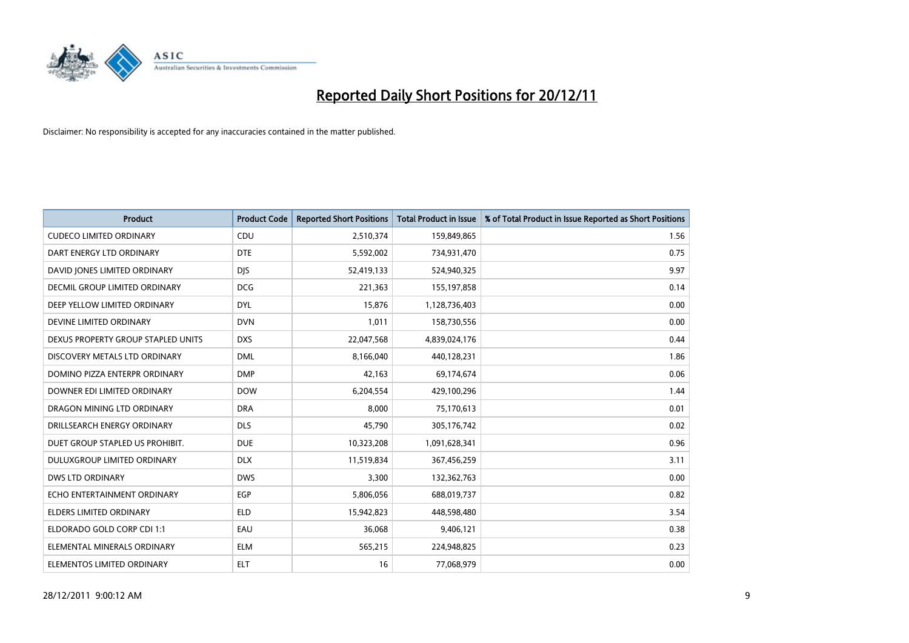# Reported Daily Short Positions for 20/12/11

Disclaimer: No responsibility is accepted for any inaccuracies contained in the matter published.

| Product | Product Code | Reported Short Positions | Total Product in Issue | % of Total Product in Issue Reported as Short Positions |
|---|---|---|---|---|
| CUDECO LIMITED ORDINARY | CDU | 2,510,374 | 159,849,865 | 1.56 |
| DART ENERGY LTD ORDINARY | DTE | 5,592,002 | 734,931,470 | 0.75 |
| DAVID JONES LIMITED ORDINARY | DJS | 52,419,133 | 524,940,325 | 9.97 |
| DECMIL GROUP LIMITED ORDINARY | DCG | 221,363 | 155,197,858 | 0.14 |
| DEEP YELLOW LIMITED ORDINARY | DYL | 15,876 | 1,128,736,403 | 0.00 |
| DEVINE LIMITED ORDINARY | DVN | 1,011 | 158,730,556 | 0.00 |
| DEXUS PROPERTY GROUP STAPLED UNITS | DXS | 22,047,568 | 4,839,024,176 | 0.44 |
| DISCOVERY METALS LTD ORDINARY | DML | 8,166,040 | 440,128,231 | 1.86 |
| DOMINO PIZZA ENTERPR ORDINARY | DMP | 42,163 | 69,174,674 | 0.06 |
| DOWNER EDI LIMITED ORDINARY | DOW | 6,204,554 | 429,100,296 | 1.44 |
| DRAGON MINING LTD ORDINARY | DRA | 8,000 | 75,170,613 | 0.01 |
| DRILLSEARCH ENERGY ORDINARY | DLS | 45,790 | 305,176,742 | 0.02 |
| DUET GROUP STAPLED US PROHIBIT. | DUE | 10,323,208 | 1,091,628,341 | 0.96 |
| DULUXGROUP LIMITED ORDINARY | DLX | 11,519,834 | 367,456,259 | 3.11 |
| DWS LTD ORDINARY | DWS | 3,300 | 132,362,763 | 0.00 |
| ECHO ENTERTAINMENT ORDINARY | EGP | 5,806,056 | 688,019,737 | 0.82 |
| ELDERS LIMITED ORDINARY | ELD | 15,942,823 | 448,598,480 | 3.54 |
| ELDORADO GOLD CORP CDI 1:1 | EAU | 36,068 | 9,406,121 | 0.38 |
| ELEMENTAL MINERALS ORDINARY | ELM | 565,215 | 224,948,825 | 0.23 |
| ELEMENTOS LIMITED ORDINARY | ELT | 16 | 77,068,979 | 0.00 |

28/12/2011 9:00:12 AM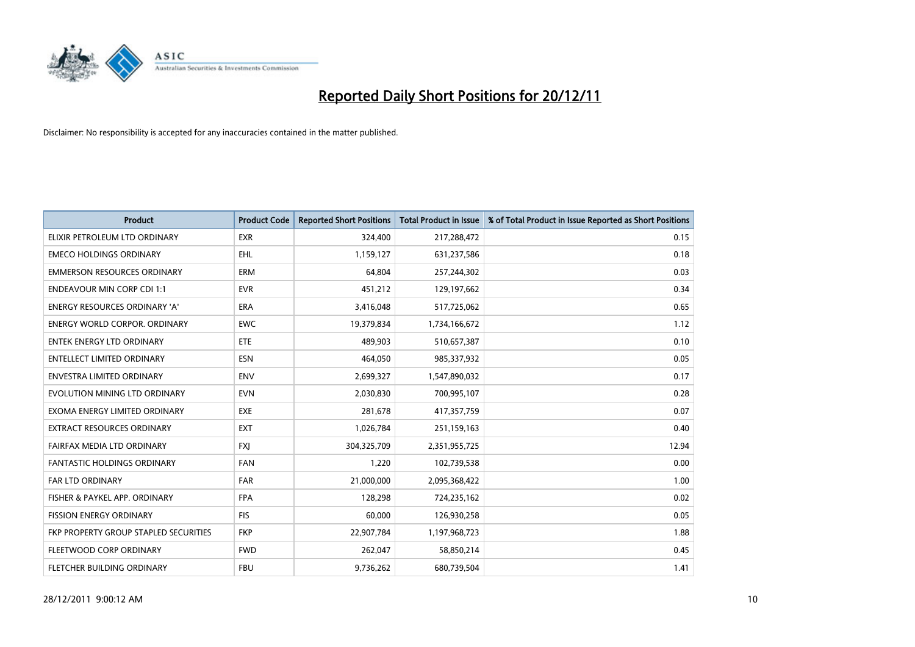# Reported Daily Short Positions for 20/12/11

Disclaimer: No responsibility is accepted for any inaccuracies contained in the matter published.

| Product | Product Code | Reported Short Positions | Total Product in Issue | % of Total Product in Issue Reported as Short Positions |
|---|---|---|---|---|
| ELIXIR PETROLEUM LTD ORDINARY | EXR | 324,400 | 217,288,472 | 0.15 |
| EMECO HOLDINGS ORDINARY | EHL | 1,159,127 | 631,237,586 | 0.18 |
| EMMERSON RESOURCES ORDINARY | ERM | 64,804 | 257,244,302 | 0.03 |
| ENDEAVOUR MIN CORP CDI 1:1 | EVR | 451,212 | 129,197,662 | 0.34 |
| ENERGY RESOURCES ORDINARY 'A' | ERA | 3,416,048 | 517,725,062 | 0.65 |
| ENERGY WORLD CORPOR. ORDINARY | EWC | 19,379,834 | 1,734,166,672 | 1.12 |
| ENTEK ENERGY LTD ORDINARY | ETE | 489,903 | 510,657,387 | 0.10 |
| ENTELLECT LIMITED ORDINARY | ESN | 464,050 | 985,337,932 | 0.05 |
| ENVESTRA LIMITED ORDINARY | ENV | 2,699,327 | 1,547,890,032 | 0.17 |
| EVOLUTION MINING LTD ORDINARY | EVN | 2,030,830 | 700,995,107 | 0.28 |
| EXOMA ENERGY LIMITED ORDINARY | EXE | 281,678 | 417,357,759 | 0.07 |
| EXTRACT RESOURCES ORDINARY | EXT | 1,026,784 | 251,159,163 | 0.40 |
| FAIRFAX MEDIA LTD ORDINARY | FXJ | 304,325,709 | 2,351,955,725 | 12.94 |
| FANTASTIC HOLDINGS ORDINARY | FAN | 1,220 | 102,739,538 | 0.00 |
| FAR LTD ORDINARY | FAR | 21,000,000 | 2,095,368,422 | 1.00 |
| FISHER & PAYKEL APP. ORDINARY | FPA | 128,298 | 724,235,162 | 0.02 |
| FISSION ENERGY ORDINARY | FIS | 60,000 | 126,930,258 | 0.05 |
| FKP PROPERTY GROUP STAPLED SECURITIES | FKP | 22,907,784 | 1,197,968,723 | 1.88 |
| FLEETWOOD CORP ORDINARY | FWD | 262,047 | 58,850,214 | 0.45 |
| FLETCHER BUILDING ORDINARY | FBU | 9,736,262 | 680,739,504 | 1.41 |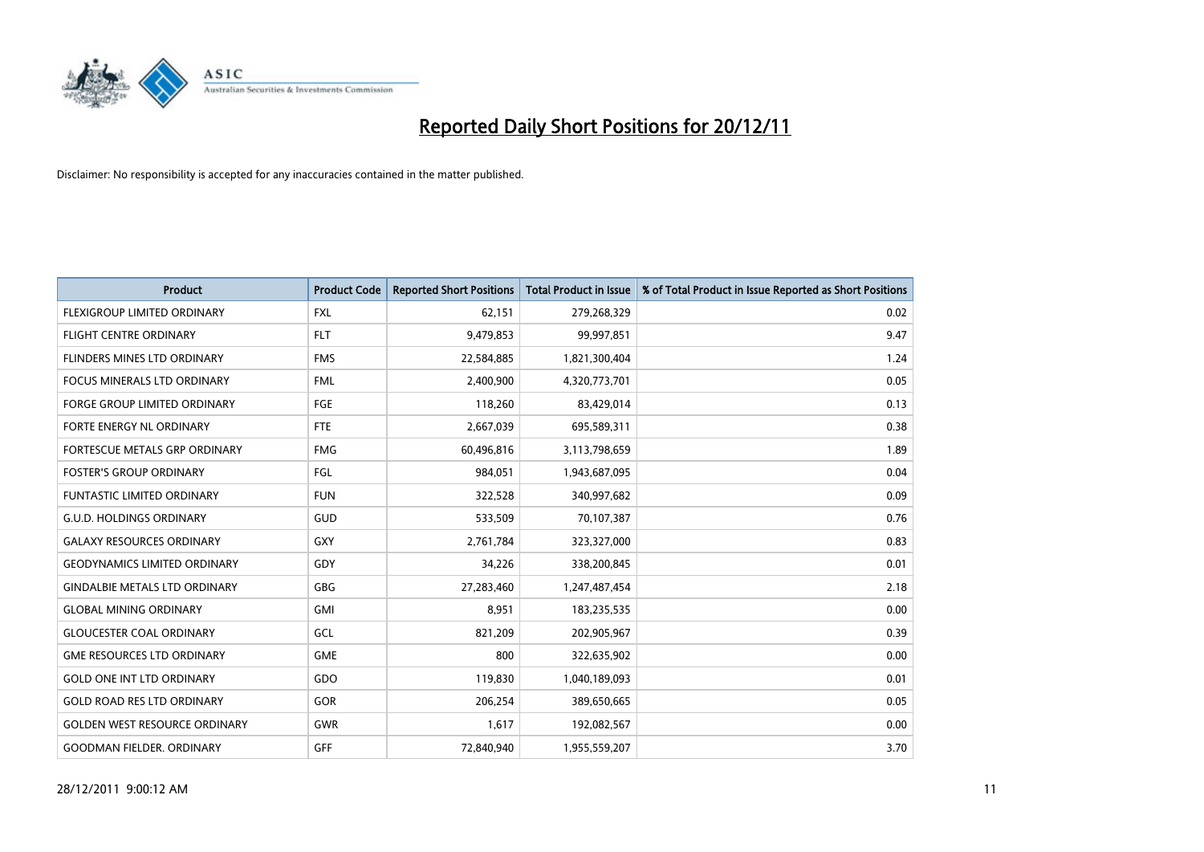# Reported Daily Short Positions for 20/12/11

Disclaimer: No responsibility is accepted for any inaccuracies contained in the matter published.

| Product | Product Code | Reported Short Positions | Total Product in Issue | % of Total Product in Issue Reported as Short Positions |
|---|---|---|---|---|
| FLEXIGROUP LIMITED ORDINARY | FXL | 62,151 | 279,268,329 | 0.02 |
| FLIGHT CENTRE ORDINARY | FLT | 9,479,853 | 99,997,851 | 9.47 |
| FLINDERS MINES LTD ORDINARY | FMS | 22,584,885 | 1,821,300,404 | 1.24 |
| FOCUS MINERALS LTD ORDINARY | FML | 2,400,900 | 4,320,773,701 | 0.05 |
| FORGE GROUP LIMITED ORDINARY | FGE | 118,260 | 83,429,014 | 0.13 |
| FORTE ENERGY NL ORDINARY | FTE | 2,667,039 | 695,589,311 | 0.38 |
| FORTESCUE METALS GRP ORDINARY | FMG | 60,496,816 | 3,113,798,659 | 1.89 |
| FOSTER'S GROUP ORDINARY | FGL | 984,051 | 1,943,687,095 | 0.04 |
| FUNTASTIC LIMITED ORDINARY | FUN | 322,528 | 340,997,682 | 0.09 |
| G.U.D. HOLDINGS ORDINARY | GUD | 533,509 | 70,107,387 | 0.76 |
| GALAXY RESOURCES ORDINARY | GXY | 2,761,784 | 323,327,000 | 0.83 |
| GEODYNAMICS LIMITED ORDINARY | GDY | 34,226 | 338,200,845 | 0.01 |
| GINDALBIE METALS LTD ORDINARY | GBG | 27,283,460 | 1,247,487,454 | 2.18 |
| GLOBAL MINING ORDINARY | GMI | 8,951 | 183,235,535 | 0.00 |
| GLOUCESTER COAL ORDINARY | GCL | 821,209 | 202,905,967 | 0.39 |
| GME RESOURCES LTD ORDINARY | GME | 800 | 322,635,902 | 0.00 |
| GOLD ONE INT LTD ORDINARY | GDO | 119,830 | 1,040,189,093 | 0.01 |
| GOLD ROAD RES LTD ORDINARY | GOR | 206,254 | 389,650,665 | 0.05 |
| GOLDEN WEST RESOURCE ORDINARY | GWR | 1,617 | 192,082,567 | 0.00 |
| GOODMAN FIELDER. ORDINARY | GFF | 72,840,940 | 1,955,559,207 | 3.70 |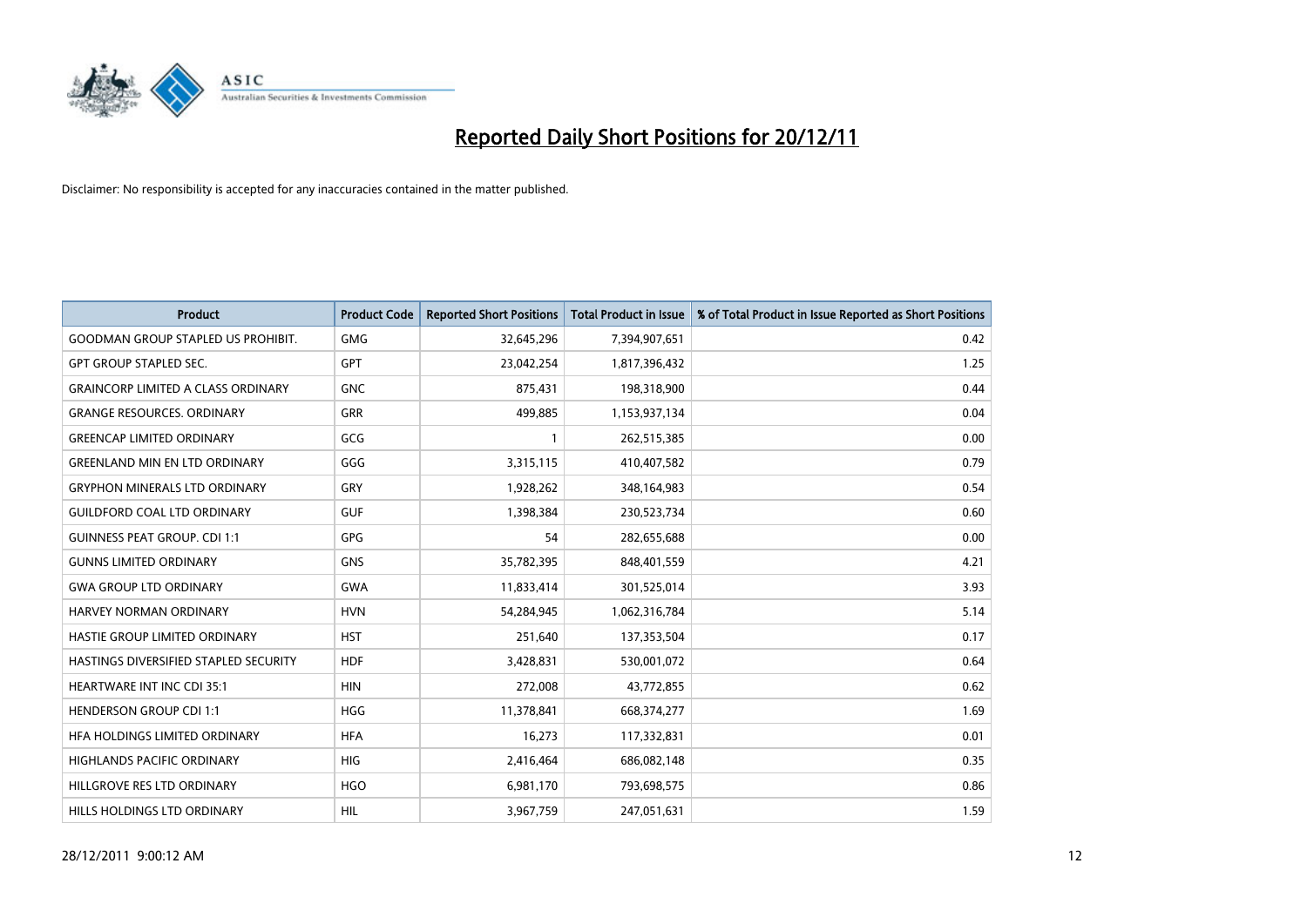# Reported Daily Short Positions for 20/12/11

Disclaimer: No responsibility is accepted for any inaccuracies contained in the matter published.

| Product | Product Code | Reported Short Positions | Total Product in Issue | % of Total Product in Issue Reported as Short Positions |
|---|---|---|---|---|
| GOODMAN GROUP STAPLED US PROHIBIT. | GMG | 32,645,296 | 7,394,907,651 | 0.42 |
| GPT GROUP STAPLED SEC. | GPT | 23,042,254 | 1,817,396,432 | 1.25 |
| GRAINCORP LIMITED A CLASS ORDINARY | GNC | 875,431 | 198,318,900 | 0.44 |
| GRANGE RESOURCES. ORDINARY | GRR | 499,885 | 1,153,937,134 | 0.04 |
| GREENCAP LIMITED ORDINARY | GCG | 1 | 262,515,385 | 0.00 |
| GREENLAND MIN EN LTD ORDINARY | GGG | 3,315,115 | 410,407,582 | 0.79 |
| GRYPHON MINERALS LTD ORDINARY | GRY | 1,928,262 | 348,164,983 | 0.54 |
| GUILDFORD COAL LTD ORDINARY | GUF | 1,398,384 | 230,523,734 | 0.60 |
| GUINNESS PEAT GROUP. CDI 1:1 | GPG | 54 | 282,655,688 | 0.00 |
| GUNNS LIMITED ORDINARY | GNS | 35,782,395 | 848,401,559 | 4.21 |
| GWA GROUP LTD ORDINARY | GWA | 11,833,414 | 301,525,014 | 3.93 |
| HARVEY NORMAN ORDINARY | HVN | 54,284,945 | 1,062,316,784 | 5.14 |
| HASTIE GROUP LIMITED ORDINARY | HST | 251,640 | 137,353,504 | 0.17 |
| HASTINGS DIVERSIFIED STAPLED SECURITY | HDF | 3,428,831 | 530,001,072 | 0.64 |
| HEARTWARE INT INC CDI 35:1 | HIN | 272,008 | 43,772,855 | 0.62 |
| HENDERSON GROUP CDI 1:1 | HGG | 11,378,841 | 668,374,277 | 1.69 |
| HFA HOLDINGS LIMITED ORDINARY | HFA | 16,273 | 117,332,831 | 0.01 |
| HIGHLANDS PACIFIC ORDINARY | HIG | 2,416,464 | 686,082,148 | 0.35 |
| HILLGROVE RES LTD ORDINARY | HGO | 6,981,170 | 793,698,575 | 0.86 |
| HILLS HOLDINGS LTD ORDINARY | HIL | 3,967,759 | 247,051,631 | 1.59 |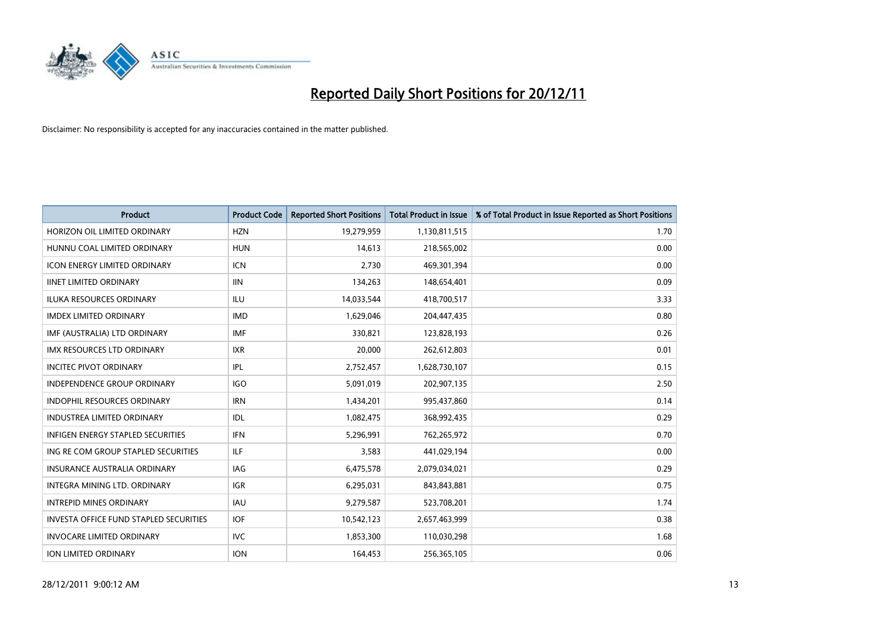# Reported Daily Short Positions for 20/12/11

Disclaimer: No responsibility is accepted for any inaccuracies contained in the matter published.

| Product | Product Code | Reported Short Positions | Total Product in Issue | % of Total Product in Issue Reported as Short Positions |
|---|---|---|---|---|
| HORIZON OIL LIMITED ORDINARY | HZN | 19,279,959 | 1,130,811,515 | 1.70 |
| HUNNU COAL LIMITED ORDINARY | HUN | 14,613 | 218,565,002 | 0.00 |
| ICON ENERGY LIMITED ORDINARY | ICN | 2,730 | 469,301,394 | 0.00 |
| IINET LIMITED ORDINARY | IIN | 134,263 | 148,654,401 | 0.09 |
| ILUKA RESOURCES ORDINARY | ILU | 14,033,544 | 418,700,517 | 3.33 |
| IMDEX LIMITED ORDINARY | IMD | 1,629,046 | 204,447,435 | 0.80 |
| IMF (AUSTRALIA) LTD ORDINARY | IMF | 330,821 | 123,828,193 | 0.26 |
| IMX RESOURCES LTD ORDINARY | IXR | 20,000 | 262,612,803 | 0.01 |
| INCITEC PIVOT ORDINARY | IPL | 2,752,457 | 1,628,730,107 | 0.15 |
| INDEPENDENCE GROUP ORDINARY | IGO | 5,091,019 | 202,907,135 | 2.50 |
| INDOPHIL RESOURCES ORDINARY | IRN | 1,434,201 | 995,437,860 | 0.14 |
| INDUSTREA LIMITED ORDINARY | IDL | 1,082,475 | 368,992,435 | 0.29 |
| INFIGEN ENERGY STAPLED SECURITIES | IFN | 5,296,991 | 762,265,972 | 0.70 |
| ING RE COM GROUP STAPLED SECURITIES | ILF | 3,583 | 441,029,194 | 0.00 |
| INSURANCE AUSTRALIA ORDINARY | IAG | 6,475,578 | 2,079,034,021 | 0.29 |
| INTEGRA MINING LTD. ORDINARY | IGR | 6,295,031 | 843,843,881 | 0.75 |
| INTREPID MINES ORDINARY | IAU | 9,279,587 | 523,708,201 | 1.74 |
| INVESTA OFFICE FUND STAPLED SECURITIES | IOF | 10,542,123 | 2,657,463,999 | 0.38 |
| INVOCARE LIMITED ORDINARY | IVC | 1,853,300 | 110,030,298 | 1.68 |
| ION LIMITED ORDINARY | ION | 164,453 | 256,365,105 | 0.06 |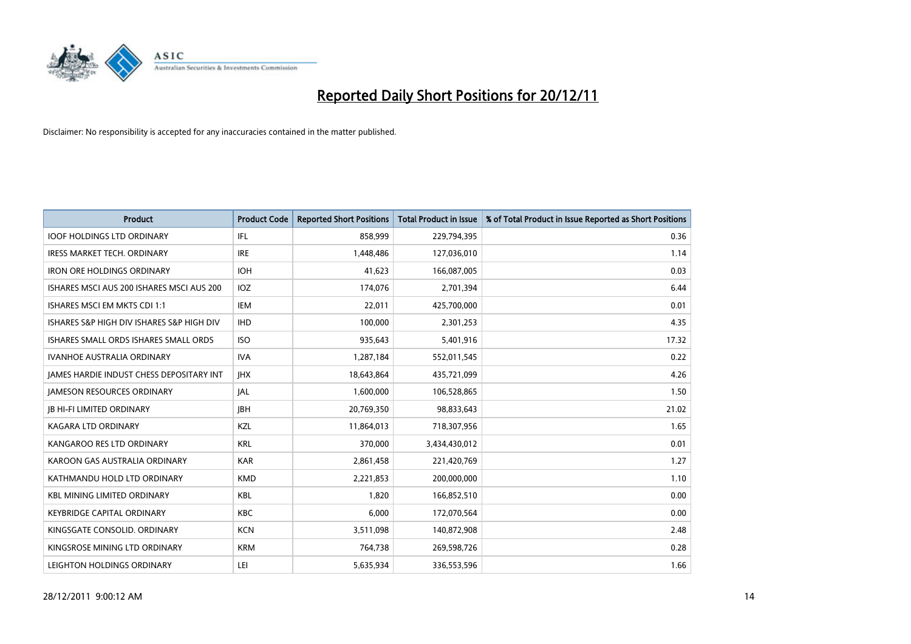# Reported Daily Short Positions for 20/12/11

Disclaimer: No responsibility is accepted for any inaccuracies contained in the matter published.

| Product | Product Code | Reported Short Positions | Total Product in Issue | % of Total Product in Issue Reported as Short Positions |
|---|---|---|---|---|
| IOOF HOLDINGS LTD ORDINARY | IFL | 858,999 | 229,794,395 | 0.36 |
| IRESS MARKET TECH. ORDINARY | IRE | 1,448,486 | 127,036,010 | 1.14 |
| IRON ORE HOLDINGS ORDINARY | IOH | 41,623 | 166,087,005 | 0.03 |
| ISHARES MSCI AUS 200 ISHARES MSCI AUS 200 | IOZ | 174,076 | 2,701,394 | 6.44 |
| ISHARES MSCI EM MKTS CDI 1:1 | IEM | 22,011 | 425,700,000 | 0.01 |
| ISHARES S&P HIGH DIV ISHARES S&P HIGH DIV | IHD | 100,000 | 2,301,253 | 4.35 |
| ISHARES SMALL ORDS ISHARES SMALL ORDS | ISO | 935,643 | 5,401,916 | 17.32 |
| IVANHOE AUSTRALIA ORDINARY | IVA | 1,287,184 | 552,011,545 | 0.22 |
| JAMES HARDIE INDUST CHESS DEPOSITARY INT | JHX | 18,643,864 | 435,721,099 | 4.26 |
| JAMESON RESOURCES ORDINARY | JAL | 1,600,000 | 106,528,865 | 1.50 |
| JB HI-FI LIMITED ORDINARY | JBH | 20,769,350 | 98,833,643 | 21.02 |
| KAGARA LTD ORDINARY | KZL | 11,864,013 | 718,307,956 | 1.65 |
| KANGAROO RES LTD ORDINARY | KRL | 370,000 | 3,434,430,012 | 0.01 |
| KAROON GAS AUSTRALIA ORDINARY | KAR | 2,861,458 | 221,420,769 | 1.27 |
| KATHMANDU HOLD LTD ORDINARY | KMD | 2,221,853 | 200,000,000 | 1.10 |
| KBL MINING LIMITED ORDINARY | KBL | 1,820 | 166,852,510 | 0.00 |
| KEYBRIDGE CAPITAL ORDINARY | KBC | 6,000 | 172,070,564 | 0.00 |
| KINGSGATE CONSOLID. ORDINARY | KCN | 3,511,098 | 140,872,908 | 2.48 |
| KINGSROSE MINING LTD ORDINARY | KRM | 764,738 | 269,598,726 | 0.28 |
| LEIGHTON HOLDINGS ORDINARY | LEI | 5,635,934 | 336,553,596 | 1.66 |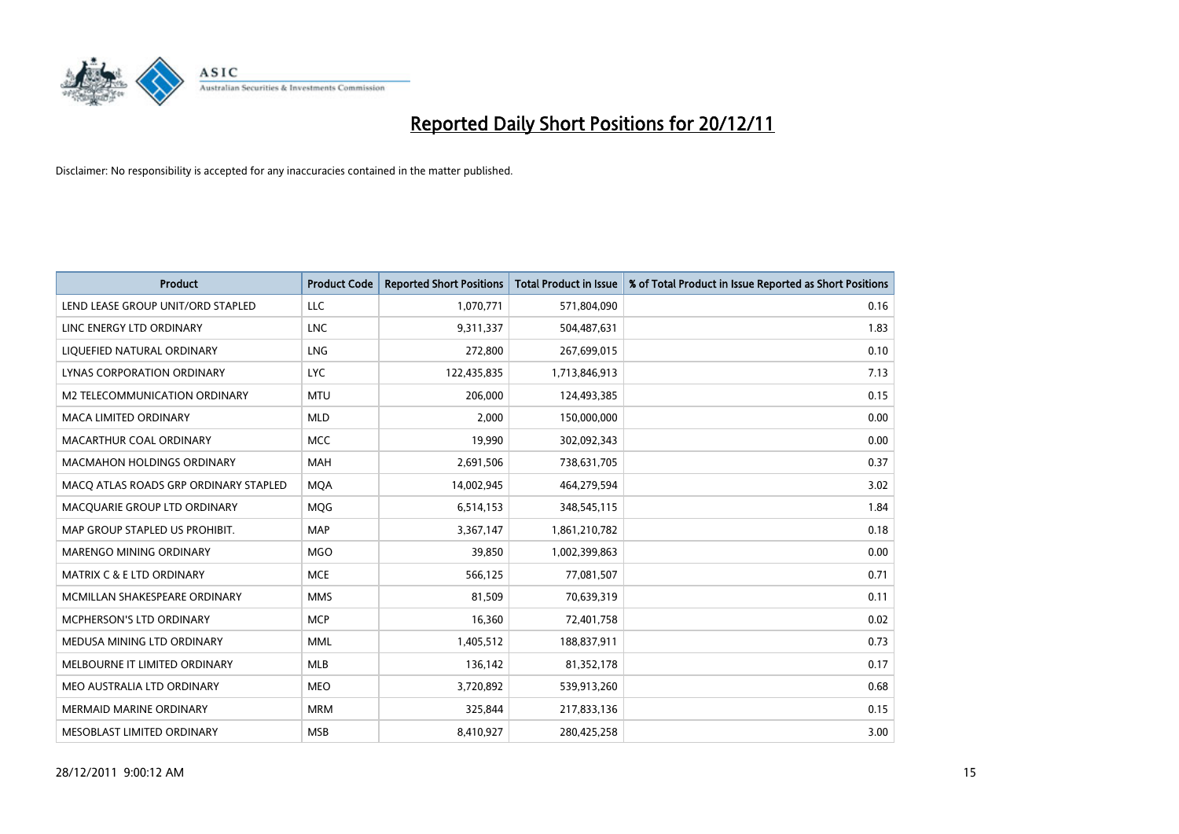# Reported Daily Short Positions for 20/12/11

Disclaimer: No responsibility is accepted for any inaccuracies contained in the matter published.

| Product | Product Code | Reported Short Positions | Total Product in Issue | % of Total Product in Issue Reported as Short Positions |
|---|---|---|---|---|
| LEND LEASE GROUP UNIT/ORD STAPLED | LLC | 1,070,771 | 571,804,090 | 0.16 |
| LINC ENERGY LTD ORDINARY | LNC | 9,311,337 | 504,487,631 | 1.83 |
| LIQUEFIED NATURAL ORDINARY | LNG | 272,800 | 267,699,015 | 0.10 |
| LYNAS CORPORATION ORDINARY | LYC | 122,435,835 | 1,713,846,913 | 7.13 |
| M2 TELECOMMUNICATION ORDINARY | MTU | 206,000 | 124,493,385 | 0.15 |
| MACA LIMITED ORDINARY | MLD | 2,000 | 150,000,000 | 0.00 |
| MACARTHUR COAL ORDINARY | MCC | 19,990 | 302,092,343 | 0.00 |
| MACMAHON HOLDINGS ORDINARY | MAH | 2,691,506 | 738,631,705 | 0.37 |
| MACQ ATLAS ROADS GRP ORDINARY STAPLED | MQA | 14,002,945 | 464,279,594 | 3.02 |
| MACQUARIE GROUP LTD ORDINARY | MQG | 6,514,153 | 348,545,115 | 1.84 |
| MAP GROUP STAPLED US PROHIBIT. | MAP | 3,367,147 | 1,861,210,782 | 0.18 |
| MARENGO MINING ORDINARY | MGO | 39,850 | 1,002,399,863 | 0.00 |
| MATRIX C & E LTD ORDINARY | MCE | 566,125 | 77,081,507 | 0.71 |
| MCMILLAN SHAKESPEARE ORDINARY | MMS | 81,509 | 70,639,319 | 0.11 |
| MCPHERSON'S LTD ORDINARY | MCP | 16,360 | 72,401,758 | 0.02 |
| MEDUSA MINING LTD ORDINARY | MML | 1,405,512 | 188,837,911 | 0.73 |
| MELBOURNE IT LIMITED ORDINARY | MLB | 136,142 | 81,352,178 | 0.17 |
| MEO AUSTRALIA LTD ORDINARY | MEO | 3,720,892 | 539,913,260 | 0.68 |
| MERMAID MARINE ORDINARY | MRM | 325,844 | 217,833,136 | 0.15 |
| MESOBLAST LIMITED ORDINARY | MSB | 8,410,927 | 280,425,258 | 3.00 |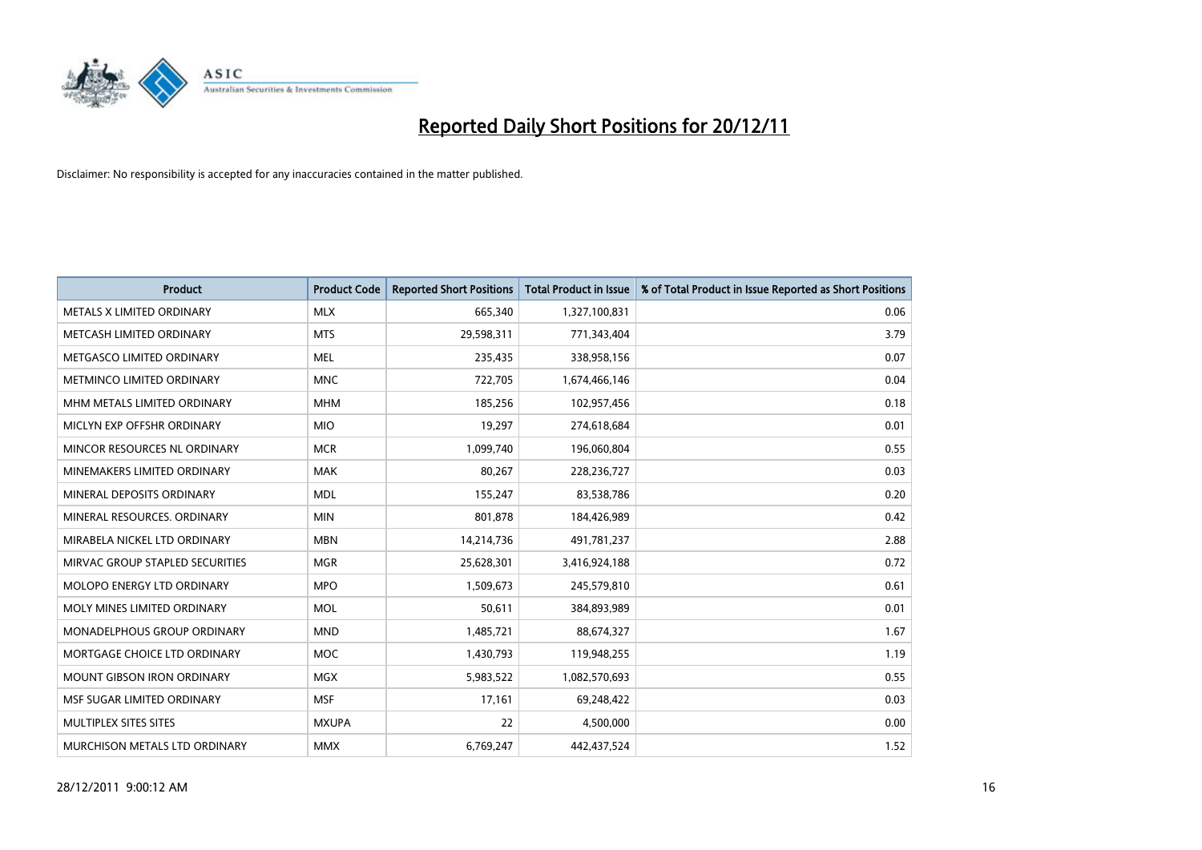# Reported Daily Short Positions for 20/12/11

Disclaimer: No responsibility is accepted for any inaccuracies contained in the matter published.

| Product | Product Code | Reported Short Positions | Total Product in Issue | % of Total Product in Issue Reported as Short Positions |
|---|---|---|---|---|
| METALS X LIMITED ORDINARY | MLX | 665,340 | 1,327,100,831 | 0.06 |
| METCASH LIMITED ORDINARY | MTS | 29,598,311 | 771,343,404 | 3.79 |
| METGASCO LIMITED ORDINARY | MEL | 235,435 | 338,958,156 | 0.07 |
| METMINCO LIMITED ORDINARY | MNC | 722,705 | 1,674,466,146 | 0.04 |
| MHM METALS LIMITED ORDINARY | MHM | 185,256 | 102,957,456 | 0.18 |
| MICLYN EXP OFFSHR ORDINARY | MIO | 19,297 | 274,618,684 | 0.01 |
| MINCOR RESOURCES NL ORDINARY | MCR | 1,099,740 | 196,060,804 | 0.55 |
| MINEMAKERS LIMITED ORDINARY | MAK | 80,267 | 228,236,727 | 0.03 |
| MINERAL DEPOSITS ORDINARY | MDL | 155,247 | 83,538,786 | 0.20 |
| MINERAL RESOURCES. ORDINARY | MIN | 801,878 | 184,426,989 | 0.42 |
| MIRABELA NICKEL LTD ORDINARY | MBN | 14,214,736 | 491,781,237 | 2.88 |
| MIRVAC GROUP STAPLED SECURITIES | MGR | 25,628,301 | 3,416,924,188 | 0.72 |
| MOLOPO ENERGY LTD ORDINARY | MPO | 1,509,673 | 245,579,810 | 0.61 |
| MOLY MINES LIMITED ORDINARY | MOL | 50,611 | 384,893,989 | 0.01 |
| MONADELPHOUS GROUP ORDINARY | MND | 1,485,721 | 88,674,327 | 1.67 |
| MORTGAGE CHOICE LTD ORDINARY | MOC | 1,430,793 | 119,948,255 | 1.19 |
| MOUNT GIBSON IRON ORDINARY | MGX | 5,983,522 | 1,082,570,693 | 0.55 |
| MSF SUGAR LIMITED ORDINARY | MSF | 17,161 | 69,248,422 | 0.03 |
| MULTIPLEX SITES SITES | MXUPA | 22 | 4,500,000 | 0.00 |
| MURCHISON METALS LTD ORDINARY | MMX | 6,769,247 | 442,437,524 | 1.52 |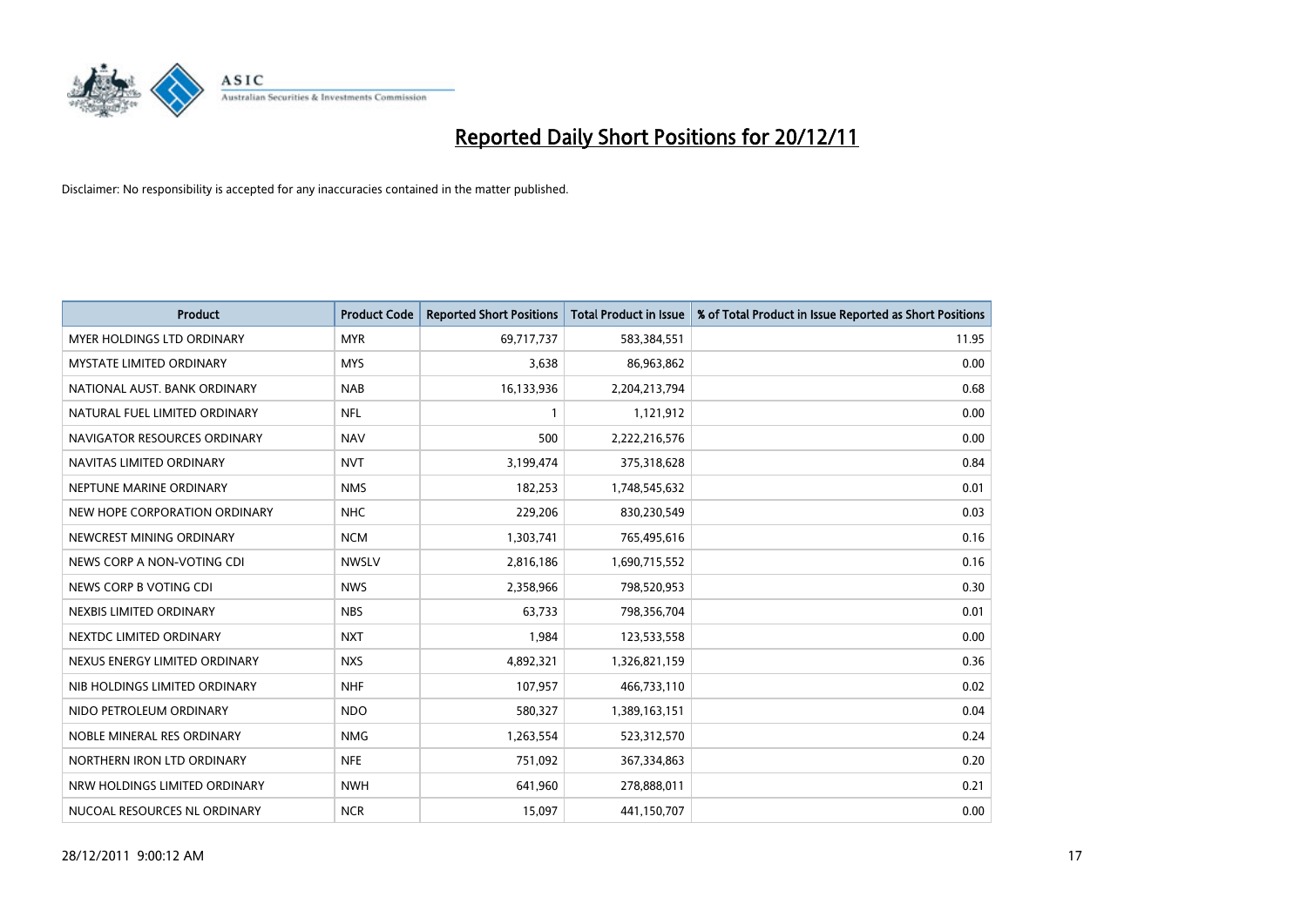# Reported Daily Short Positions for 20/12/11

Disclaimer: No responsibility is accepted for any inaccuracies contained in the matter published.

| Product | Product Code | Reported Short Positions | Total Product in Issue | % of Total Product in Issue Reported as Short Positions |
|---|---|---|---|---|
| MYER HOLDINGS LTD ORDINARY | MYR | 69,717,737 | 583,384,551 | 11.95 |
| MYSTATE LIMITED ORDINARY | MYS | 3,638 | 86,963,862 | 0.00 |
| NATIONAL AUST. BANK ORDINARY | NAB | 16,133,936 | 2,204,213,794 | 0.68 |
| NATURAL FUEL LIMITED ORDINARY | NFL | 1 | 1,121,912 | 0.00 |
| NAVIGATOR RESOURCES ORDINARY | NAV | 500 | 2,222,216,576 | 0.00 |
| NAVITAS LIMITED ORDINARY | NVT | 3,199,474 | 375,318,628 | 0.84 |
| NEPTUNE MARINE ORDINARY | NMS | 182,253 | 1,748,545,632 | 0.01 |
| NEW HOPE CORPORATION ORDINARY | NHC | 229,206 | 830,230,549 | 0.03 |
| NEWCREST MINING ORDINARY | NCM | 1,303,741 | 765,495,616 | 0.16 |
| NEWS CORP A NON-VOTING CDI | NWSLV | 2,816,186 | 1,690,715,552 | 0.16 |
| NEWS CORP B VOTING CDI | NWS | 2,358,966 | 798,520,953 | 0.30 |
| NEXBIS LIMITED ORDINARY | NBS | 63,733 | 798,356,704 | 0.01 |
| NEXTDC LIMITED ORDINARY | NXT | 1,984 | 123,533,558 | 0.00 |
| NEXUS ENERGY LIMITED ORDINARY | NXS | 4,892,321 | 1,326,821,159 | 0.36 |
| NIB HOLDINGS LIMITED ORDINARY | NHF | 107,957 | 466,733,110 | 0.02 |
| NIDO PETROLEUM ORDINARY | NDO | 580,327 | 1,389,163,151 | 0.04 |
| NOBLE MINERAL RES ORDINARY | NMG | 1,263,554 | 523,312,570 | 0.24 |
| NORTHERN IRON LTD ORDINARY | NFE | 751,092 | 367,334,863 | 0.20 |
| NRW HOLDINGS LIMITED ORDINARY | NWH | 641,960 | 278,888,011 | 0.21 |
| NUCOAL RESOURCES NL ORDINARY | NCR | 15,097 | 441,150,707 | 0.00 |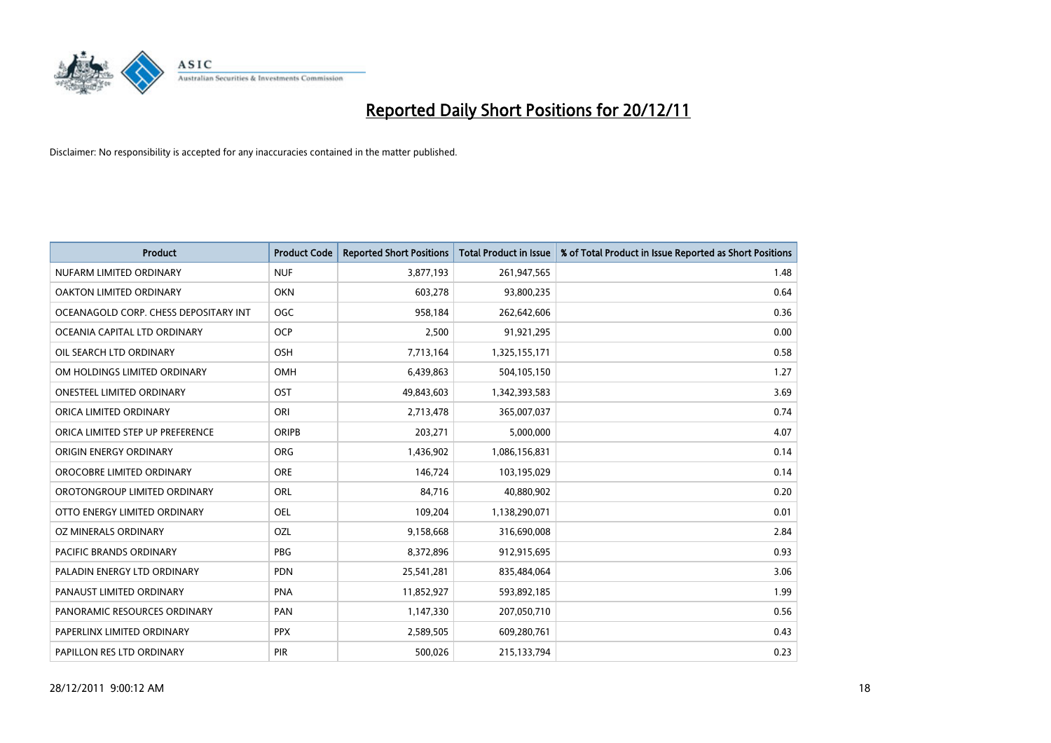# Reported Daily Short Positions for 20/12/11

Disclaimer: No responsibility is accepted for any inaccuracies contained in the matter published.

| Product | Product Code | Reported Short Positions | Total Product in Issue | % of Total Product in Issue Reported as Short Positions |
|---|---|---|---|---|
| NUFARM LIMITED ORDINARY | NUF | 3,877,193 | 261,947,565 | 1.48 |
| OAKTON LIMITED ORDINARY | OKN | 603,278 | 93,800,235 | 0.64 |
| OCEANAGOLD CORP. CHESS DEPOSITARY INT | OGC | 958,184 | 262,642,606 | 0.36 |
| OCEANIA CAPITAL LTD ORDINARY | OCP | 2,500 | 91,921,295 | 0.00 |
| OIL SEARCH LTD ORDINARY | OSH | 7,713,164 | 1,325,155,171 | 0.58 |
| OM HOLDINGS LIMITED ORDINARY | OMH | 6,439,863 | 504,105,150 | 1.27 |
| ONESTEEL LIMITED ORDINARY | OST | 49,843,603 | 1,342,393,583 | 3.69 |
| ORICA LIMITED ORDINARY | ORI | 2,713,478 | 365,007,037 | 0.74 |
| ORICA LIMITED STEP UP PREFERENCE | ORIPB | 203,271 | 5,000,000 | 4.07 |
| ORIGIN ENERGY ORDINARY | ORG | 1,436,902 | 1,086,156,831 | 0.14 |
| OROCOBRE LIMITED ORDINARY | ORE | 146,724 | 103,195,029 | 0.14 |
| OROTONGROUP LIMITED ORDINARY | ORL | 84,716 | 40,880,902 | 0.20 |
| OTTO ENERGY LIMITED ORDINARY | OEL | 109,204 | 1,138,290,071 | 0.01 |
| OZ MINERALS ORDINARY | OZL | 9,158,668 | 316,690,008 | 2.84 |
| PACIFIC BRANDS ORDINARY | PBG | 8,372,896 | 912,915,695 | 0.93 |
| PALADIN ENERGY LTD ORDINARY | PDN | 25,541,281 | 835,484,064 | 3.06 |
| PANAUST LIMITED ORDINARY | PNA | 11,852,927 | 593,892,185 | 1.99 |
| PANORAMIC RESOURCES ORDINARY | PAN | 1,147,330 | 207,050,710 | 0.56 |
| PAPERLINX LIMITED ORDINARY | PPX | 2,589,505 | 609,280,761 | 0.43 |
| PAPILLON RES LTD ORDINARY | PIR | 500,026 | 215,133,794 | 0.23 |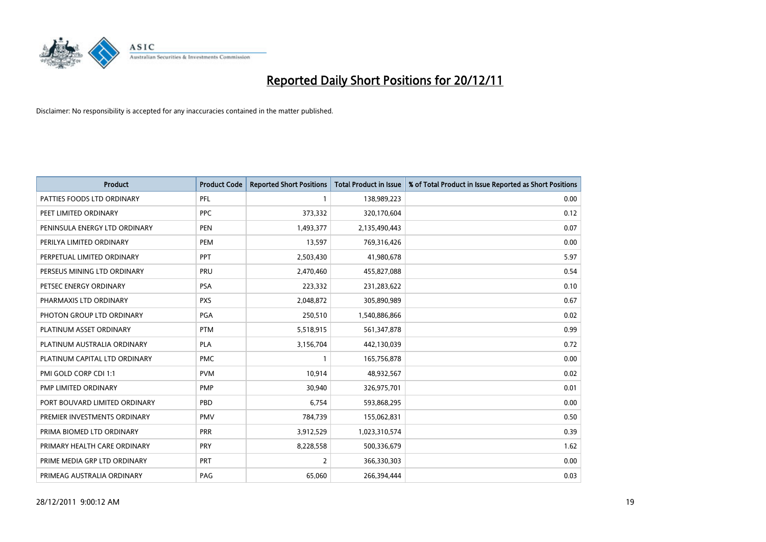# Reported Daily Short Positions for 20/12/11

Disclaimer: No responsibility is accepted for any inaccuracies contained in the matter published.

| Product | Product Code | Reported Short Positions | Total Product in Issue | % of Total Product in Issue Reported as Short Positions |
|---|---|---|---|---|
| PATTIES FOODS LTD ORDINARY | PFL | 1 | 138,989,223 | 0.00 |
| PEET LIMITED ORDINARY | PPC | 373,332 | 320,170,604 | 0.12 |
| PENINSULA ENERGY LTD ORDINARY | PEN | 1,493,377 | 2,135,490,443 | 0.07 |
| PERILYA LIMITED ORDINARY | PEM | 13,597 | 769,316,426 | 0.00 |
| PERPETUAL LIMITED ORDINARY | PPT | 2,503,430 | 41,980,678 | 5.97 |
| PERSEUS MINING LTD ORDINARY | PRU | 2,470,460 | 455,827,088 | 0.54 |
| PETSEC ENERGY ORDINARY | PSA | 223,332 | 231,283,622 | 0.10 |
| PHARMAXIS LTD ORDINARY | PXS | 2,048,872 | 305,890,989 | 0.67 |
| PHOTON GROUP LTD ORDINARY | PGA | 250,510 | 1,540,886,866 | 0.02 |
| PLATINUM ASSET ORDINARY | PTM | 5,518,915 | 561,347,878 | 0.99 |
| PLATINUM AUSTRALIA ORDINARY | PLA | 3,156,704 | 442,130,039 | 0.72 |
| PLATINUM CAPITAL LTD ORDINARY | PMC | 1 | 165,756,878 | 0.00 |
| PMI GOLD CORP CDI 1:1 | PVM | 10,914 | 48,932,567 | 0.02 |
| PMP LIMITED ORDINARY | PMP | 30,940 | 326,975,701 | 0.01 |
| PORT BOUVARD LIMITED ORDINARY | PBD | 6,754 | 593,868,295 | 0.00 |
| PREMIER INVESTMENTS ORDINARY | PMV | 784,739 | 155,062,831 | 0.50 |
| PRIMA BIOMED LTD ORDINARY | PRR | 3,912,529 | 1,023,310,574 | 0.39 |
| PRIMARY HEALTH CARE ORDINARY | PRY | 8,228,558 | 500,336,679 | 1.62 |
| PRIME MEDIA GRP LTD ORDINARY | PRT | 2 | 366,330,303 | 0.00 |
| PRIMEAG AUSTRALIA ORDINARY | PAG | 65,060 | 266,394,444 | 0.03 |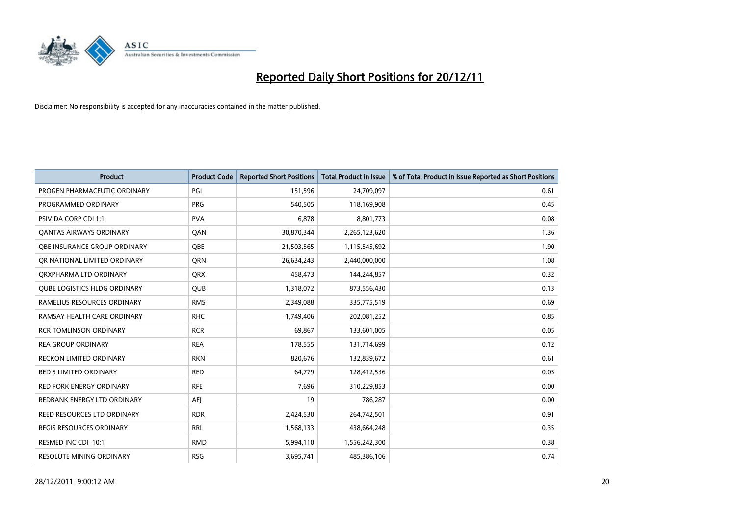# Reported Daily Short Positions for 20/12/11

Disclaimer: No responsibility is accepted for any inaccuracies contained in the matter published.

| Product | Product Code | Reported Short Positions | Total Product in Issue | % of Total Product in Issue Reported as Short Positions |
|---|---|---|---|---|
| PROGEN PHARMACEUTIC ORDINARY | PGL | 151,596 | 24,709,097 | 0.61 |
| PROGRAMMED ORDINARY | PRG | 540,505 | 118,169,908 | 0.45 |
| PSIVIDA CORP CDI 1:1 | PVA | 6,878 | 8,801,773 | 0.08 |
| QANTAS AIRWAYS ORDINARY | QAN | 30,870,344 | 2,265,123,620 | 1.36 |
| QBE INSURANCE GROUP ORDINARY | QBE | 21,503,565 | 1,115,545,692 | 1.90 |
| QR NATIONAL LIMITED ORDINARY | QRN | 26,634,243 | 2,440,000,000 | 1.08 |
| QRXPHARMA LTD ORDINARY | QRX | 458,473 | 144,244,857 | 0.32 |
| QUBE LOGISTICS HLDG ORDINARY | QUB | 1,318,072 | 873,556,430 | 0.13 |
| RAMELIUS RESOURCES ORDINARY | RMS | 2,349,088 | 335,775,519 | 0.69 |
| RAMSAY HEALTH CARE ORDINARY | RHC | 1,749,406 | 202,081,252 | 0.85 |
| RCR TOMLINSON ORDINARY | RCR | 69,867 | 133,601,005 | 0.05 |
| REA GROUP ORDINARY | REA | 178,555 | 131,714,699 | 0.12 |
| RECKON LIMITED ORDINARY | RKN | 820,676 | 132,839,672 | 0.61 |
| RED 5 LIMITED ORDINARY | RED | 64,779 | 128,412,536 | 0.05 |
| RED FORK ENERGY ORDINARY | RFE | 7,696 | 310,229,853 | 0.00 |
| REDBANK ENERGY LTD ORDINARY | AEJ | 19 | 786,287 | 0.00 |
| REED RESOURCES LTD ORDINARY | RDR | 2,424,530 | 264,742,501 | 0.91 |
| REGIS RESOURCES ORDINARY | RRL | 1,568,133 | 438,664,248 | 0.35 |
| RESMED INC CDI 10:1 | RMD | 5,994,110 | 1,556,242,300 | 0.38 |
| RESOLUTE MINING ORDINARY | RSG | 3,695,741 | 485,386,106 | 0.74 |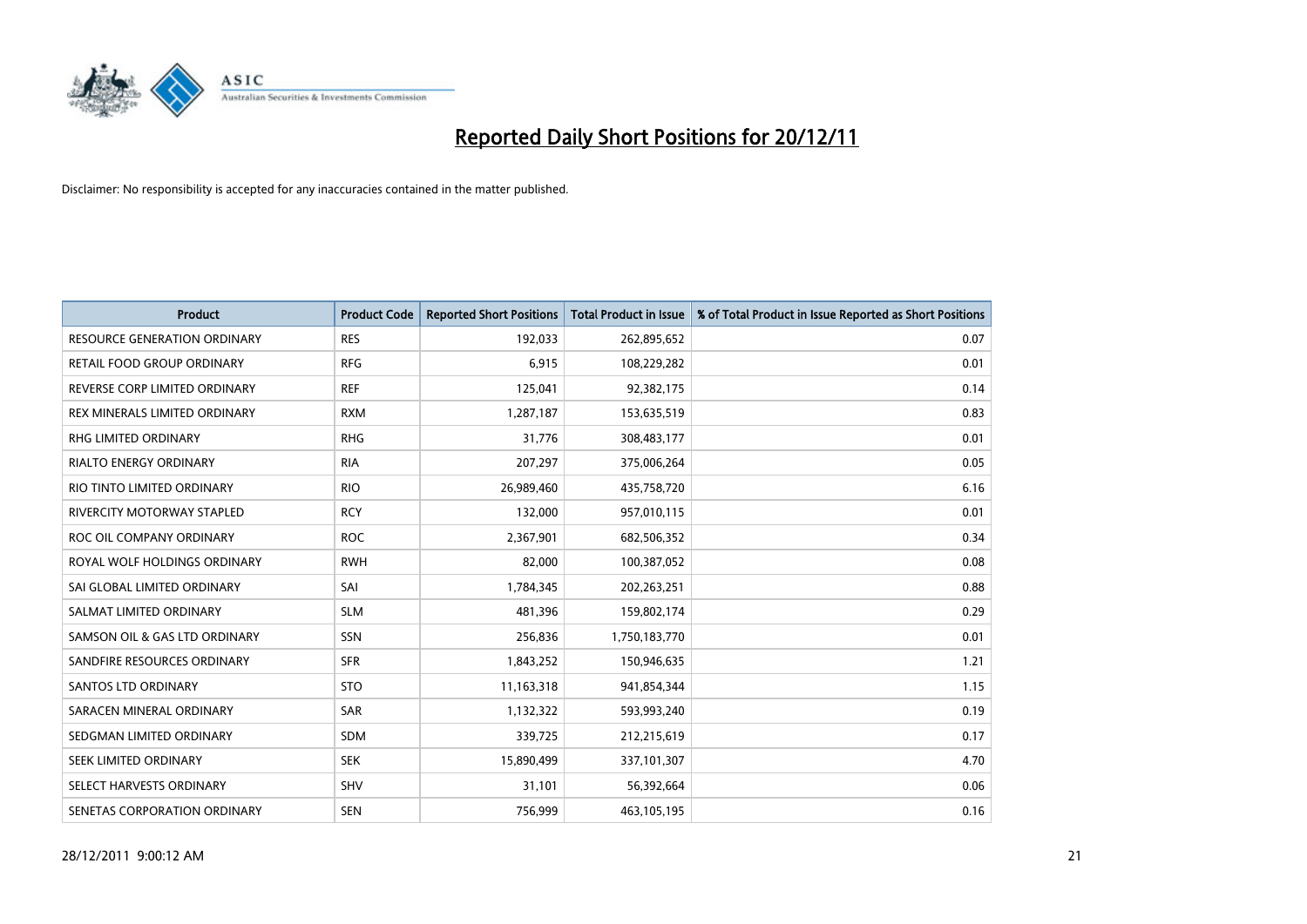# Reported Daily Short Positions for 20/12/11

Disclaimer: No responsibility is accepted for any inaccuracies contained in the matter published.

| Product | Product Code | Reported Short Positions | Total Product in Issue | % of Total Product in Issue Reported as Short Positions |
|---|---|---|---|---|
| RESOURCE GENERATION ORDINARY | RES | 192,033 | 262,895,652 | 0.07 |
| RETAIL FOOD GROUP ORDINARY | RFG | 6,915 | 108,229,282 | 0.01 |
| REVERSE CORP LIMITED ORDINARY | REF | 125,041 | 92,382,175 | 0.14 |
| REX MINERALS LIMITED ORDINARY | RXM | 1,287,187 | 153,635,519 | 0.83 |
| RHG LIMITED ORDINARY | RHG | 31,776 | 308,483,177 | 0.01 |
| RIALTO ENERGY ORDINARY | RIA | 207,297 | 375,006,264 | 0.05 |
| RIO TINTO LIMITED ORDINARY | RIO | 26,989,460 | 435,758,720 | 6.16 |
| RIVERCITY MOTORWAY STAPLED | RCY | 132,000 | 957,010,115 | 0.01 |
| ROC OIL COMPANY ORDINARY | ROC | 2,367,901 | 682,506,352 | 0.34 |
| ROYAL WOLF HOLDINGS ORDINARY | RWH | 82,000 | 100,387,052 | 0.08 |
| SAI GLOBAL LIMITED ORDINARY | SAI | 1,784,345 | 202,263,251 | 0.88 |
| SALMAT LIMITED ORDINARY | SLM | 481,396 | 159,802,174 | 0.29 |
| SAMSON OIL & GAS LTD ORDINARY | SSN | 256,836 | 1,750,183,770 | 0.01 |
| SANDFIRE RESOURCES ORDINARY | SFR | 1,843,252 | 150,946,635 | 1.21 |
| SANTOS LTD ORDINARY | STO | 11,163,318 | 941,854,344 | 1.15 |
| SARACEN MINERAL ORDINARY | SAR | 1,132,322 | 593,993,240 | 0.19 |
| SEDGMAN LIMITED ORDINARY | SDM | 339,725 | 212,215,619 | 0.17 |
| SEEK LIMITED ORDINARY | SEK | 15,890,499 | 337,101,307 | 4.70 |
| SELECT HARVESTS ORDINARY | SHV | 31,101 | 56,392,664 | 0.06 |
| SENETAS CORPORATION ORDINARY | SEN | 756,999 | 463,105,195 | 0.16 |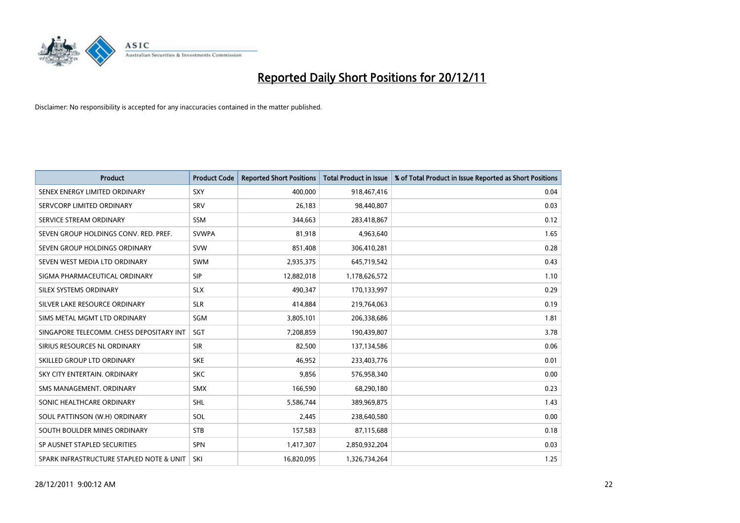# Reported Daily Short Positions for 20/12/11

Disclaimer: No responsibility is accepted for any inaccuracies contained in the matter published.

| Product | Product Code | Reported Short Positions | Total Product in Issue | % of Total Product in Issue Reported as Short Positions |
|---|---|---|---|---|
| SENEX ENERGY LIMITED ORDINARY | SXY | 400,000 | 918,467,416 | 0.04 |
| SERVCORP LIMITED ORDINARY | SRV | 26,183 | 98,440,807 | 0.03 |
| SERVICE STREAM ORDINARY | SSM | 344,663 | 283,418,867 | 0.12 |
| SEVEN GROUP HOLDINGS CONV. RED. PREF. | SVWPA | 81,918 | 4,963,640 | 1.65 |
| SEVEN GROUP HOLDINGS ORDINARY | SVW | 851,408 | 306,410,281 | 0.28 |
| SEVEN WEST MEDIA LTD ORDINARY | SWM | 2,935,375 | 645,719,542 | 0.43 |
| SIGMA PHARMACEUTICAL ORDINARY | SIP | 12,882,018 | 1,178,626,572 | 1.10 |
| SILEX SYSTEMS ORDINARY | SLX | 490,347 | 170,133,997 | 0.29 |
| SILVER LAKE RESOURCE ORDINARY | SLR | 414,884 | 219,764,063 | 0.19 |
| SIMS METAL MGMT LTD ORDINARY | SGM | 3,805,101 | 206,338,686 | 1.81 |
| SINGAPORE TELECOMM. CHESS DEPOSITARY INT | SGT | 7,208,859 | 190,439,807 | 3.78 |
| SIRIUS RESOURCES NL ORDINARY | SIR | 82,500 | 137,134,586 | 0.06 |
| SKILLED GROUP LTD ORDINARY | SKE | 46,952 | 233,403,776 | 0.01 |
| SKY CITY ENTERTAIN. ORDINARY | SKC | 9,856 | 576,958,340 | 0.00 |
| SMS MANAGEMENT. ORDINARY | SMX | 166,590 | 68,290,180 | 0.23 |
| SONIC HEALTHCARE ORDINARY | SHL | 5,586,744 | 389,969,875 | 1.43 |
| SOUL PATTINSON (W.H) ORDINARY | SOL | 2,445 | 238,640,580 | 0.00 |
| SOUTH BOULDER MINES ORDINARY | STB | 157,583 | 87,115,688 | 0.18 |
| SP AUSNET STAPLED SECURITIES | SPN | 1,417,307 | 2,850,932,204 | 0.03 |
| SPARK INFRASTRUCTURE STAPLED NOTE & UNIT | SKI | 16,820,095 | 1,326,734,264 | 1.25 |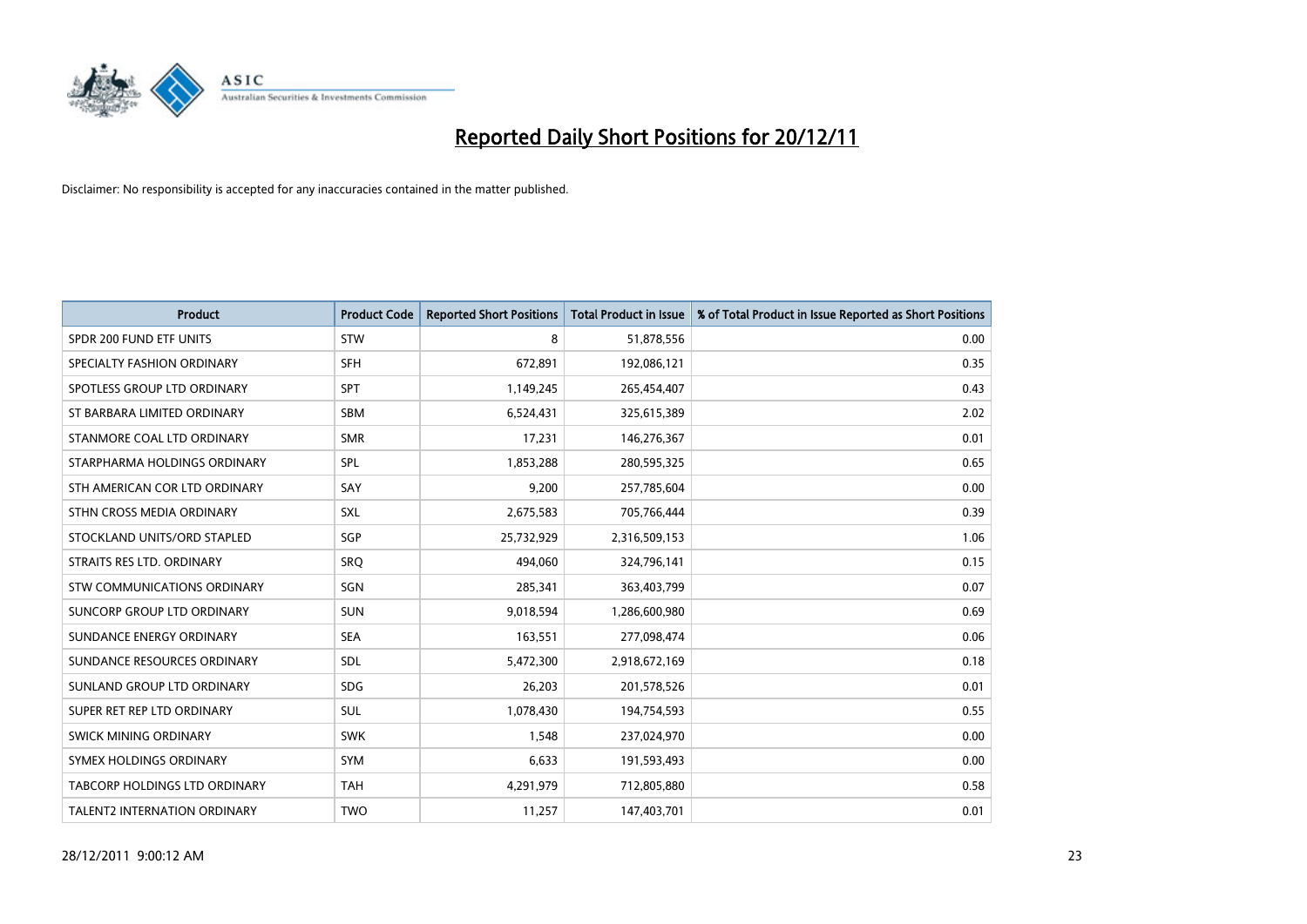# Reported Daily Short Positions for 20/12/11

Disclaimer: No responsibility is accepted for any inaccuracies contained in the matter published.

| Product | Product Code | Reported Short Positions | Total Product in Issue | % of Total Product in Issue Reported as Short Positions |
|---|---|---|---|---|
| SPDR 200 FUND ETF UNITS | STW | 8 | 51,878,556 | 0.00 |
| SPECIALTY FASHION ORDINARY | SFH | 672,891 | 192,086,121 | 0.35 |
| SPOTLESS GROUP LTD ORDINARY | SPT | 1,149,245 | 265,454,407 | 0.43 |
| ST BARBARA LIMITED ORDINARY | SBM | 6,524,431 | 325,615,389 | 2.02 |
| STANMORE COAL LTD ORDINARY | SMR | 17,231 | 146,276,367 | 0.01 |
| STARPHARMA HOLDINGS ORDINARY | SPL | 1,853,288 | 280,595,325 | 0.65 |
| STH AMERICAN COR LTD ORDINARY | SAY | 9,200 | 257,785,604 | 0.00 |
| STHN CROSS MEDIA ORDINARY | SXL | 2,675,583 | 705,766,444 | 0.39 |
| STOCKLAND UNITS/ORD STAPLED | SGP | 25,732,929 | 2,316,509,153 | 1.06 |
| STRAITS RES LTD. ORDINARY | SRQ | 494,060 | 324,796,141 | 0.15 |
| STW COMMUNICATIONS ORDINARY | SGN | 285,341 | 363,403,799 | 0.07 |
| SUNCORP GROUP LTD ORDINARY | SUN | 9,018,594 | 1,286,600,980 | 0.69 |
| SUNDANCE ENERGY ORDINARY | SEA | 163,551 | 277,098,474 | 0.06 |
| SUNDANCE RESOURCES ORDINARY | SDL | 5,472,300 | 2,918,672,169 | 0.18 |
| SUNLAND GROUP LTD ORDINARY | SDG | 26,203 | 201,578,526 | 0.01 |
| SUPER RET REP LTD ORDINARY | SUL | 1,078,430 | 194,754,593 | 0.55 |
| SWICK MINING ORDINARY | SWK | 1,548 | 237,024,970 | 0.00 |
| SYMEX HOLDINGS ORDINARY | SYM | 6,633 | 191,593,493 | 0.00 |
| TABCORP HOLDINGS LTD ORDINARY | TAH | 4,291,979 | 712,805,880 | 0.58 |
| TALENT2 INTERNATION ORDINARY | TWO | 11,257 | 147,403,701 | 0.01 |

28/12/2011 9:00:12 AM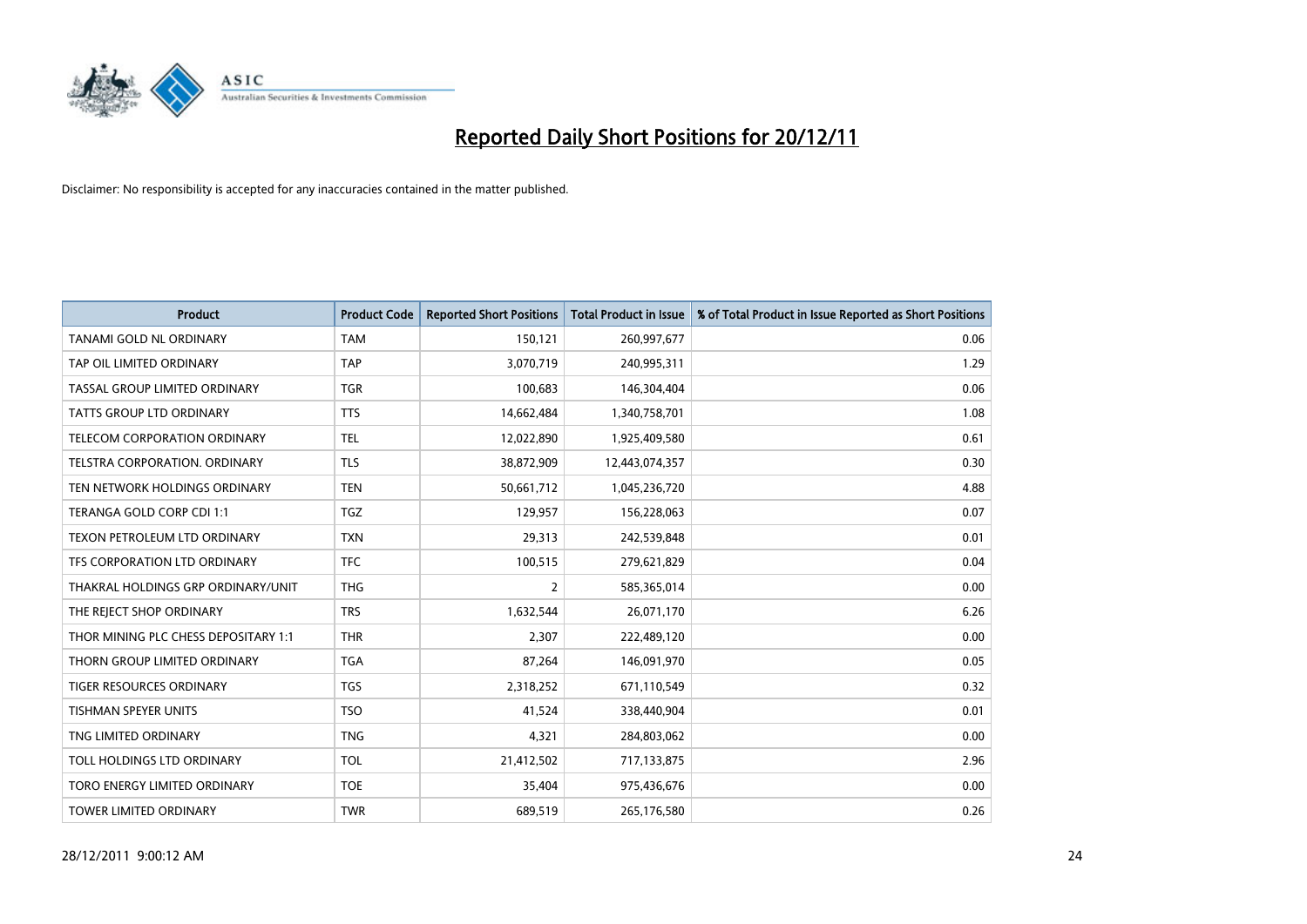# Reported Daily Short Positions for 20/12/11

Disclaimer: No responsibility is accepted for any inaccuracies contained in the matter published.

| Product | Product Code | Reported Short Positions | Total Product in Issue | % of Total Product in Issue Reported as Short Positions |
|---|---|---|---|---|
| TANAMI GOLD NL ORDINARY | TAM | 150,121 | 260,997,677 | 0.06 |
| TAP OIL LIMITED ORDINARY | TAP | 3,070,719 | 240,995,311 | 1.29 |
| TASSAL GROUP LIMITED ORDINARY | TGR | 100,683 | 146,304,404 | 0.06 |
| TATTS GROUP LTD ORDINARY | TTS | 14,662,484 | 1,340,758,701 | 1.08 |
| TELECOM CORPORATION ORDINARY | TEL | 12,022,890 | 1,925,409,580 | 0.61 |
| TELSTRA CORPORATION. ORDINARY | TLS | 38,872,909 | 12,443,074,357 | 0.30 |
| TEN NETWORK HOLDINGS ORDINARY | TEN | 50,661,712 | 1,045,236,720 | 4.88 |
| TERANGA GOLD CORP CDI 1:1 | TGZ | 129,957 | 156,228,063 | 0.07 |
| TEXON PETROLEUM LTD ORDINARY | TXN | 29,313 | 242,539,848 | 0.01 |
| TFS CORPORATION LTD ORDINARY | TFC | 100,515 | 279,621,829 | 0.04 |
| THAKRAL HOLDINGS GRP ORDINARY/UNIT | THG | 2 | 585,365,014 | 0.00 |
| THE REJECT SHOP ORDINARY | TRS | 1,632,544 | 26,071,170 | 6.26 |
| THOR MINING PLC CHESS DEPOSITARY 1:1 | THR | 2,307 | 222,489,120 | 0.00 |
| THORN GROUP LIMITED ORDINARY | TGA | 87,264 | 146,091,970 | 0.05 |
| TIGER RESOURCES ORDINARY | TGS | 2,318,252 | 671,110,549 | 0.32 |
| TISHMAN SPEYER UNITS | TSO | 41,524 | 338,440,904 | 0.01 |
| TNG LIMITED ORDINARY | TNG | 4,321 | 284,803,062 | 0.00 |
| TOLL HOLDINGS LTD ORDINARY | TOL | 21,412,502 | 717,133,875 | 2.96 |
| TORO ENERGY LIMITED ORDINARY | TOE | 35,404 | 975,436,676 | 0.00 |
| TOWER LIMITED ORDINARY | TWR | 689,519 | 265,176,580 | 0.26 |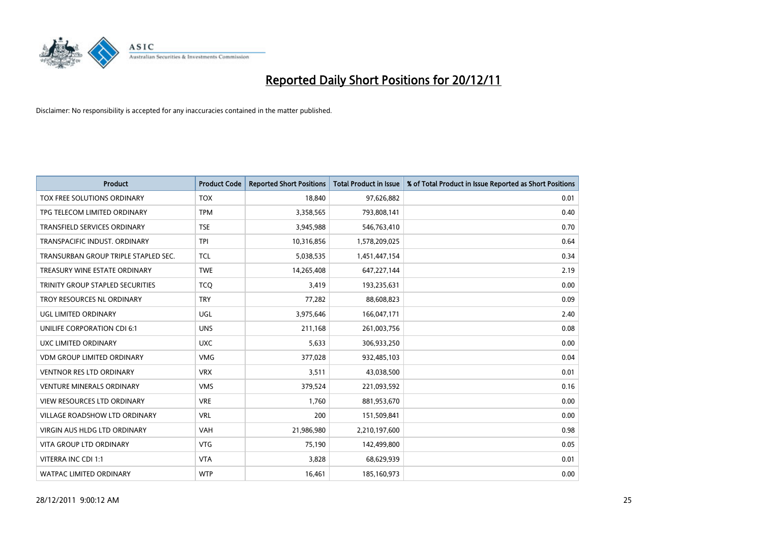# Reported Daily Short Positions for 20/12/11

Disclaimer: No responsibility is accepted for any inaccuracies contained in the matter published.

| Product | Product Code | Reported Short Positions | Total Product in Issue | % of Total Product in Issue Reported as Short Positions |
|---|---|---|---|---|
| TOX FREE SOLUTIONS ORDINARY | TOX | 18,840 | 97,626,882 | 0.01 |
| TPG TELECOM LIMITED ORDINARY | TPM | 3,358,565 | 793,808,141 | 0.40 |
| TRANSFIELD SERVICES ORDINARY | TSE | 3,945,988 | 546,763,410 | 0.70 |
| TRANSPACIFIC INDUST. ORDINARY | TPI | 10,316,856 | 1,578,209,025 | 0.64 |
| TRANSURBAN GROUP TRIPLE STAPLED SEC. | TCL | 5,038,535 | 1,451,447,154 | 0.34 |
| TREASURY WINE ESTATE ORDINARY | TWE | 14,265,408 | 647,227,144 | 2.19 |
| TRINITY GROUP STAPLED SECURITIES | TCQ | 3,419 | 193,235,631 | 0.00 |
| TROY RESOURCES NL ORDINARY | TRY | 77,282 | 88,608,823 | 0.09 |
| UGL LIMITED ORDINARY | UGL | 3,975,646 | 166,047,171 | 2.40 |
| UNILIFE CORPORATION CDI 6:1 | UNS | 211,168 | 261,003,756 | 0.08 |
| UXC LIMITED ORDINARY | UXC | 5,633 | 306,933,250 | 0.00 |
| VDM GROUP LIMITED ORDINARY | VMG | 377,028 | 932,485,103 | 0.04 |
| VENTNOR RES LTD ORDINARY | VRX | 3,511 | 43,038,500 | 0.01 |
| VENTURE MINERALS ORDINARY | VMS | 379,524 | 221,093,592 | 0.16 |
| VIEW RESOURCES LTD ORDINARY | VRE | 1,760 | 881,953,670 | 0.00 |
| VILLAGE ROADSHOW LTD ORDINARY | VRL | 200 | 151,509,841 | 0.00 |
| VIRGIN AUS HLDG LTD ORDINARY | VAH | 21,986,980 | 2,210,197,600 | 0.98 |
| VITA GROUP LTD ORDINARY | VTG | 75,190 | 142,499,800 | 0.05 |
| VITERRA INC CDI 1:1 | VTA | 3,828 | 68,629,939 | 0.01 |
| WATPAC LIMITED ORDINARY | WTP | 16,461 | 185,160,973 | 0.00 |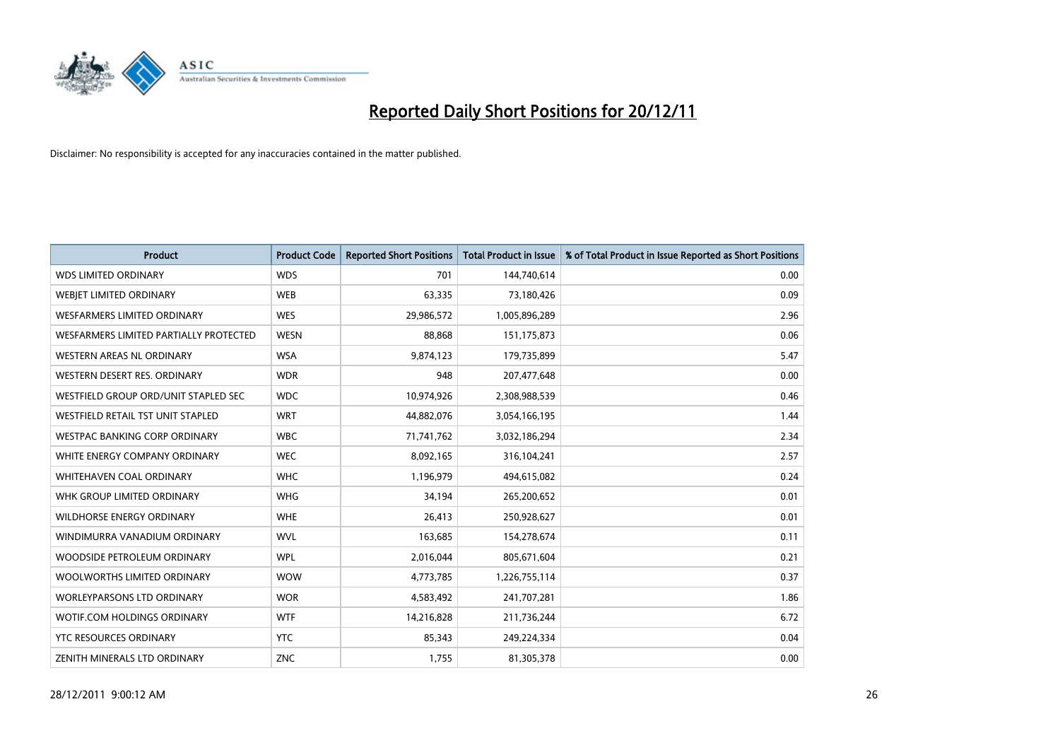# Reported Daily Short Positions for 20/12/11

Disclaimer: No responsibility is accepted for any inaccuracies contained in the matter published.

| Product | Product Code | Reported Short Positions | Total Product in Issue | % of Total Product in Issue Reported as Short Positions |
|---|---|---|---|---|
| WDS LIMITED ORDINARY | WDS | 701 | 144,740,614 | 0.00 |
| WEBJET LIMITED ORDINARY | WEB | 63,335 | 73,180,426 | 0.09 |
| WESFARMERS LIMITED ORDINARY | WES | 29,986,572 | 1,005,896,289 | 2.96 |
| WESFARMERS LIMITED PARTIALLY PROTECTED | WESN | 88,868 | 151,175,873 | 0.06 |
| WESTERN AREAS NL ORDINARY | WSA | 9,874,123 | 179,735,899 | 5.47 |
| WESTERN DESERT RES. ORDINARY | WDR | 948 | 207,477,648 | 0.00 |
| WESTFIELD GROUP ORD/UNIT STAPLED SEC | WDC | 10,974,926 | 2,308,988,539 | 0.46 |
| WESTFIELD RETAIL TST UNIT STAPLED | WRT | 44,882,076 | 3,054,166,195 | 1.44 |
| WESTPAC BANKING CORP ORDINARY | WBC | 71,741,762 | 3,032,186,294 | 2.34 |
| WHITE ENERGY COMPANY ORDINARY | WEC | 8,092,165 | 316,104,241 | 2.57 |
| WHITEHAVEN COAL ORDINARY | WHC | 1,196,979 | 494,615,082 | 0.24 |
| WHK GROUP LIMITED ORDINARY | WHG | 34,194 | 265,200,652 | 0.01 |
| WILDHORSE ENERGY ORDINARY | WHE | 26,413 | 250,928,627 | 0.01 |
| WINDIMURRA VANADIUM ORDINARY | WVL | 163,685 | 154,278,674 | 0.11 |
| WOODSIDE PETROLEUM ORDINARY | WPL | 2,016,044 | 805,671,604 | 0.21 |
| WOOLWORTHS LIMITED ORDINARY | WOW | 4,773,785 | 1,226,755,114 | 0.37 |
| WORLEYPARSONS LTD ORDINARY | WOR | 4,583,492 | 241,707,281 | 1.86 |
| WOTIF.COM HOLDINGS ORDINARY | WTF | 14,216,828 | 211,736,244 | 6.72 |
| YTC RESOURCES ORDINARY | YTC | 85,343 | 249,224,334 | 0.04 |
| ZENITH MINERALS LTD ORDINARY | ZNC | 1,755 | 81,305,378 | 0.00 |